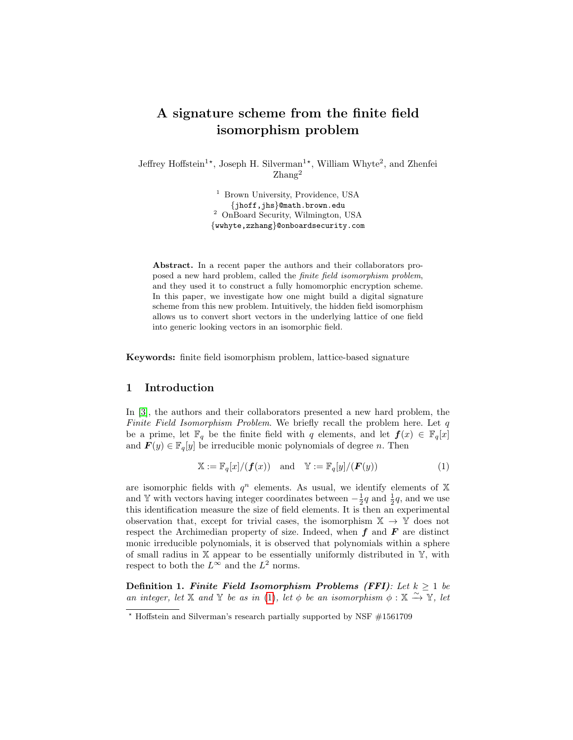# A signature scheme from the finite field isomorphism problem

Jeffrey Hoffstein[1⋆], Joseph H. Silverman[1⋆], William Whyte[2], and Zhenfei Zhang[2]

[1] Brown University, Providence, USA
{jhoff,jhs}@math.brown.edu
[2] OnBoard Security, Wilmington, USA
{wwhyte,zzhang}@onboardsecurity.com

**Abstract.** In a recent paper the authors and their collaborators proposed a new hard problem, called the *finite field isomorphism problem*, and they used it to construct a fully homomorphic encryption scheme. In this paper, we investigate how one might build a digital signature scheme from this new problem. Intuitively, the hidden field isomorphism allows us to convert short vectors in the underlying lattice of one field into generic looking vectors in an isomorphic field.

**Keywords:** finite field isomorphism problem, lattice-based signature

## 1 Introduction

In [3], the authors and their collaborators presented a new hard problem, the *Finite Field Isomorphism Problem*. We briefly recall the problem here. Let $q$ be a prime, let $\mathbb{F}_q$ be the finite field with $q$ elements, and let $\boldsymbol{f}(x) \in \mathbb{F}_q[x]$ and $\boldsymbol{F}(y) \in \mathbb{F}_q[y]$ be irreducible monic polynomials of degree $n$. Then

$$\mathbb{X} := \mathbb{F}_q[x]/(\boldsymbol{f}(x)) \quad \text{and} \quad \mathbb{Y} := \mathbb{F}_q[y]/(\boldsymbol{F}(y)) \tag{1}$$

are isomorphic fields with $q^n$ elements. As usual, we identify elements of $\mathbb{X}$ and $\mathbb{Y}$ with vectors having integer coordinates between $-\frac{1}{2}q$ and $\frac{1}{2}q$, and we use this identification measure the size of field elements. It is then an experimental observation that, except for trivial cases, the isomorphism $\mathbb{X} \to \mathbb{Y}$ does not respect the Archimedian property of size. Indeed, when $\boldsymbol{f}$ and $\boldsymbol{F}$ are distinct monic irreducible polynomials, it is observed that polynomials within a sphere of small radius in $\mathbb{X}$ appear to be essentially uniformly distributed in $\mathbb{Y}$, with respect to both the $L^\infty$ and the $L^2$ norms.

**Definition 1.** ***Finite Field Isomorphism Problems (FFI)****: Let $k \geq 1$ be an integer, let $\mathbb{X}$ and $\mathbb{Y}$ be as in (1), let $\phi$ be an isomorphism $\phi : \mathbb{X} \xrightarrow{\sim} \mathbb{Y}$, let*

⋆ Hoffstein and Silverman's research partially supported by NSF #1561709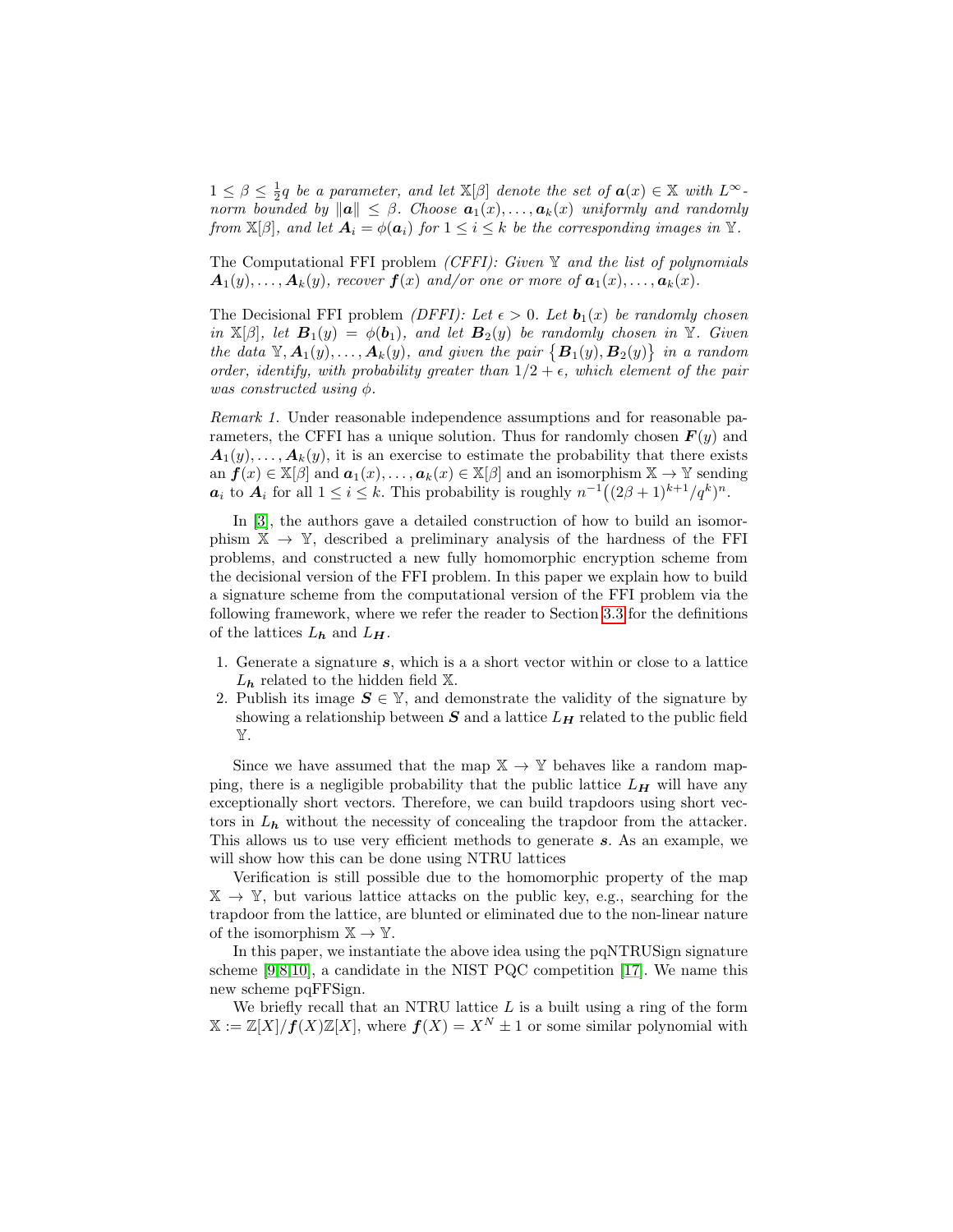$1 \le \beta \le \frac{1}{2}q$ *be a parameter, and let* $\mathbb{X}[\beta]$ *denote the set of* $\boldsymbol{a}(x) \in \mathbb{X}$ *with* $L^\infty$*-norm bounded by* $\|\boldsymbol{a}\| \le \beta$. *Choose* $\boldsymbol{a}_1(x), \ldots, \boldsymbol{a}_k(x)$ *uniformly and randomly from* $\mathbb{X}[\beta]$, *and let* $\boldsymbol{A}_i = \phi(\boldsymbol{a}_i)$ *for* $1 \le i \le k$ *be the corresponding images in* $\mathbb{Y}$.

The Computational FFI problem *(CFFI): Given* $\mathbb{Y}$ *and the list of polynomials* $\boldsymbol{A}_1(y), \ldots, \boldsymbol{A}_k(y)$, *recover* $\boldsymbol{f}(x)$ *and/or one or more of* $\boldsymbol{a}_1(x), \ldots, \boldsymbol{a}_k(x)$.

The Decisional FFI problem *(DFFI): Let* $\epsilon > 0$. *Let* $\boldsymbol{b}_1(x)$ *be randomly chosen in* $\mathbb{X}[\beta]$, *let* $\boldsymbol{B}_1(y) = \phi(\boldsymbol{b}_1)$, *and let* $\boldsymbol{B}_2(y)$ *be randomly chosen in* $\mathbb{Y}$. *Given the data* $\mathbb{Y}, \boldsymbol{A}_1(y), \ldots, \boldsymbol{A}_k(y)$, *and given the pair* $\{\boldsymbol{B}_1(y), \boldsymbol{B}_2(y)\}$ *in a random order, identify, with probability greater than* $1/2 + \epsilon$, *which element of the pair was constructed using* $\phi$.

*Remark 1.* Under reasonable independence assumptions and for reasonable parameters, the CFFI has a unique solution. Thus for randomly chosen $\boldsymbol{F}(y)$ and $\boldsymbol{A}_1(y), \ldots, \boldsymbol{A}_k(y)$, it is an exercise to estimate the probability that there exists an $\boldsymbol{f}(x) \in \mathbb{X}[\beta]$ and $\boldsymbol{a}_1(x), \ldots, \boldsymbol{a}_k(x) \in \mathbb{X}[\beta]$ and an isomorphism $\mathbb{X} \to \mathbb{Y}$ sending $\boldsymbol{a}_i$ to $\boldsymbol{A}_i$ for all $1 \le i \le k$. This probability is roughly $n^{-1}\big((2\beta+1)^{k+1}/q^k\big)^n$.

In [3], the authors gave a detailed construction of how to build an isomorphism $\mathbb{X} \to \mathbb{Y}$, described a preliminary analysis of the hardness of the FFI problems, and constructed a new fully homomorphic encryption scheme from the decisional version of the FFI problem. In this paper we explain how to build a signature scheme from the computational version of the FFI problem via the following framework, where we refer the reader to Section 3.3 for the definitions of the lattices $L_{\boldsymbol{h}}$ and $L_{\boldsymbol{H}}$.

1. Generate a signature $\boldsymbol{s}$, which is a a short vector within or close to a lattice $L_{\boldsymbol{h}}$ related to the hidden field $\mathbb{X}$.
2. Publish its image $\boldsymbol{S} \in \mathbb{Y}$, and demonstrate the validity of the signature by showing a relationship between $\boldsymbol{S}$ and a lattice $L_{\boldsymbol{H}}$ related to the public field $\mathbb{Y}$.

Since we have assumed that the map $\mathbb{X} \to \mathbb{Y}$ behaves like a random mapping, there is a negligible probability that the public lattice $L_{\boldsymbol{H}}$ will have any exceptionally short vectors. Therefore, we can build trapdoors using short vectors in $L_{\boldsymbol{h}}$ without the necessity of concealing the trapdoor from the attacker. This allows us to use very efficient methods to generate $\boldsymbol{s}$. As an example, we will show how this can be done using NTRU lattices

Verification is still possible due to the homomorphic property of the map $\mathbb{X} \to \mathbb{Y}$, but various lattice attacks on the public key, e.g., searching for the trapdoor from the lattice, are blunted or eliminated due to the non-linear nature of the isomorphism $\mathbb{X} \to \mathbb{Y}$.

In this paper, we instantiate the above idea using the pqNTRUSign signature scheme [9,8,10], a candidate in the NIST PQC competition [17]. We name this new scheme pqFFSign.

We briefly recall that an NTRU lattice $L$ is a built using a ring of the form $\mathbb{X} := \mathbb{Z}[X]/\boldsymbol{f}(X)\mathbb{Z}[X]$, where $\boldsymbol{f}(X) = X^N \pm 1$ or some similar polynomial with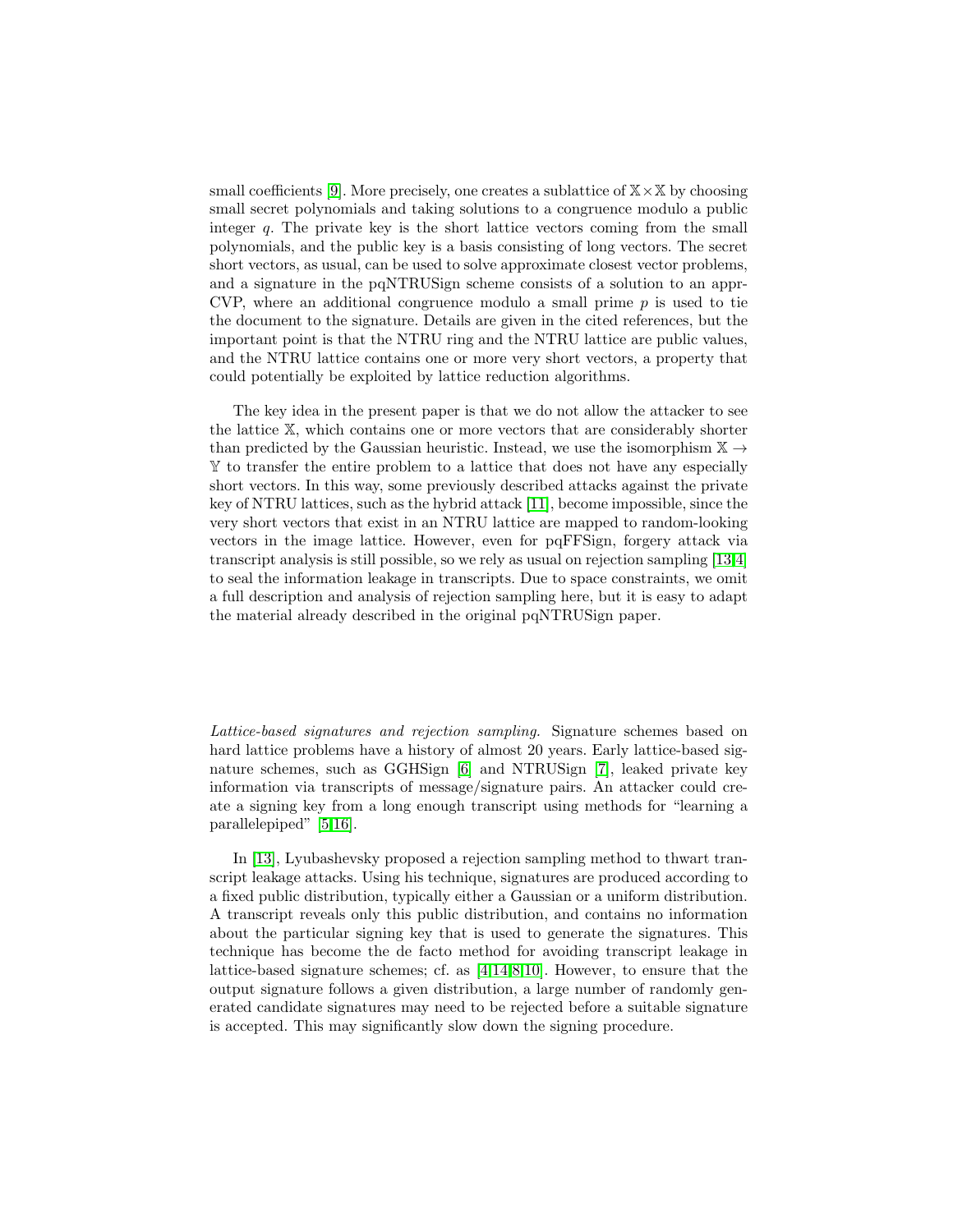small coefficients [9]. More precisely, one creates a sublattice of $\mathbb{X} \times \mathbb{X}$ by choosing small secret polynomials and taking solutions to a congruence modulo a public integer $q$. The private key is the short lattice vectors coming from the small polynomials, and the public key is a basis consisting of long vectors. The secret short vectors, as usual, can be used to solve approximate closest vector problems, and a signature in the pqNTRUSign scheme consists of a solution to an appr-CVP, where an additional congruence modulo a small prime $p$ is used to tie the document to the signature. Details are given in the cited references, but the important point is that the NTRU ring and the NTRU lattice are public values, and the NTRU lattice contains one or more very short vectors, a property that could potentially be exploited by lattice reduction algorithms.

The key idea in the present paper is that we do not allow the attacker to see the lattice $\mathbb{X}$, which contains one or more vectors that are considerably shorter than predicted by the Gaussian heuristic. Instead, we use the isomorphism $\mathbb{X} \to \mathbb{Y}$ to transfer the entire problem to a lattice that does not have any especially short vectors. In this way, some previously described attacks against the private key of NTRU lattices, such as the hybrid attack [11], become impossible, since the very short vectors that exist in an NTRU lattice are mapped to random-looking vectors in the image lattice. However, even for pqFFSign, forgery attack via transcript analysis is still possible, so we rely as usual on rejection sampling [13,4] to seal the information leakage in transcripts. Due to space constraints, we omit a full description and analysis of rejection sampling here, but it is easy to adapt the material already described in the original pqNTRUSign paper.

*Lattice-based signatures and rejection sampling.* Signature schemes based on hard lattice problems have a history of almost 20 years. Early lattice-based signature schemes, such as GGHSign [6] and NTRUSign [7], leaked private key information via transcripts of message/signature pairs. An attacker could create a signing key from a long enough transcript using methods for "learning a parallelepiped" [5,16].

In [13], Lyubashevsky proposed a rejection sampling method to thwart transcript leakage attacks. Using his technique, signatures are produced according to a fixed public distribution, typically either a Gaussian or a uniform distribution. A transcript reveals only this public distribution, and contains no information about the particular signing key that is used to generate the signatures. This technique has become the de facto method for avoiding transcript leakage in lattice-based signature schemes; cf. as [4,14,8,10]. However, to ensure that the output signature follows a given distribution, a large number of randomly generated candidate signatures may need to be rejected before a suitable signature is accepted. This may significantly slow down the signing procedure.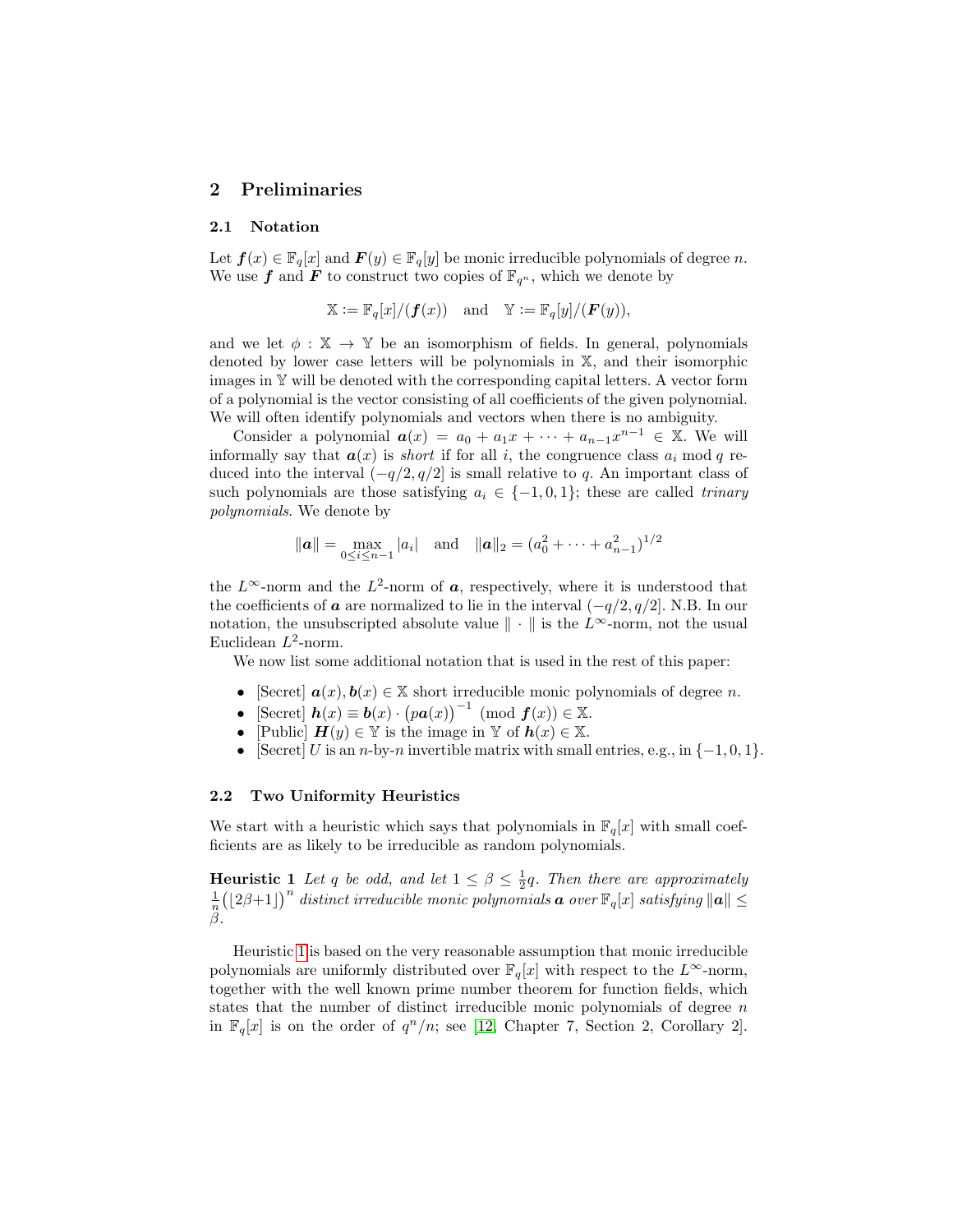## 2 Preliminaries

### 2.1 Notation

Let $\boldsymbol{f}(x) \in \mathbb{F}_q[x]$ and $\boldsymbol{F}(y) \in \mathbb{F}_q[y]$ be monic irreducible polynomials of degree $n$. We use $\boldsymbol{f}$ and $\boldsymbol{F}$ to construct two copies of $\mathbb{F}_{q^n}$, which we denote by

$$\mathbb{X} := \mathbb{F}_q[x]/(\boldsymbol{f}(x)) \quad \text{and} \quad \mathbb{Y} := \mathbb{F}_q[y]/(\boldsymbol{F}(y)),$$

and we let $\phi : \mathbb{X} \to \mathbb{Y}$ be an isomorphism of fields. In general, polynomials denoted by lower case letters will be polynomials in $\mathbb{X}$, and their isomorphic images in $\mathbb{Y}$ will be denoted with the corresponding capital letters. A vector form of a polynomial is the vector consisting of all coefficients of the given polynomial. We will often identify polynomials and vectors when there is no ambiguity.

Consider a polynomial $\boldsymbol{a}(x) = a_0 + a_1 x + \cdots + a_{n-1}x^{n-1} \in \mathbb{X}$. We will informally say that $\boldsymbol{a}(x)$ is *short* if for all $i$, the congruence class $a_i \bmod q$ reduced into the interval $(-q/2, q/2]$ is small relative to $q$. An important class of such polynomials are those satisfying $a_i \in \{-1, 0, 1\}$; these are called *trinary polynomials*. We denote by

$$\|\boldsymbol{a}\| = \max_{0 \le i \le n-1} |a_i| \quad \text{and} \quad \|\boldsymbol{a}\|_2 = (a_0^2 + \cdots + a_{n-1}^2)^{1/2}$$

the $L^\infty$-norm and the $L^2$-norm of $\boldsymbol{a}$, respectively, where it is understood that the coefficients of $\boldsymbol{a}$ are normalized to lie in the interval $(-q/2, q/2]$. N.B. In our notation, the unsubscripted absolute value $\|\cdot\|$ is the $L^\infty$-norm, not the usual Euclidean $L^2$-norm.

We now list some additional notation that is used in the rest of this paper:

- [Secret] $\boldsymbol{a}(x), \boldsymbol{b}(x) \in \mathbb{X}$ short irreducible monic polynomials of degree $n$.
- [Secret] $\boldsymbol{h}(x) \equiv \boldsymbol{b}(x) \cdot \big(p\boldsymbol{a}(x)\big)^{-1} \pmod{\boldsymbol{f}(x)} \in \mathbb{X}$.
- [Public] $\boldsymbol{H}(y) \in \mathbb{Y}$ is the image in $\mathbb{Y}$ of $\boldsymbol{h}(x) \in \mathbb{X}$.
- [Secret] $U$ is an $n$-by-$n$ invertible matrix with small entries, e.g., in $\{-1, 0, 1\}$.

### 2.2 Two Uniformity Heuristics

We start with a heuristic which says that polynomials in $\mathbb{F}_q[x]$ with small coefficients are as likely to be irreducible as random polynomials.

**Heuristic 1** *Let $q$ be odd, and let $1 \le \beta \le \frac{1}{2}q$. Then there are approximately $\frac{1}{n}\big(\lfloor 2\beta+1 \rfloor\big)^n$ distinct irreducible monic polynomials $\boldsymbol{a}$ over $\mathbb{F}_q[x]$ satisfying $\|\boldsymbol{a}\| \le \beta$.*

Heuristic 1 is based on the very reasonable assumption that monic irreducible polynomials are uniformly distributed over $\mathbb{F}_q[x]$ with respect to the $L^\infty$-norm, together with the well known prime number theorem for function fields, which states that the number of distinct irreducible monic polynomials of degree $n$ in $\mathbb{F}_q[x]$ is on the order of $q^n/n$; see [12, Chapter 7, Section 2, Corollary 2].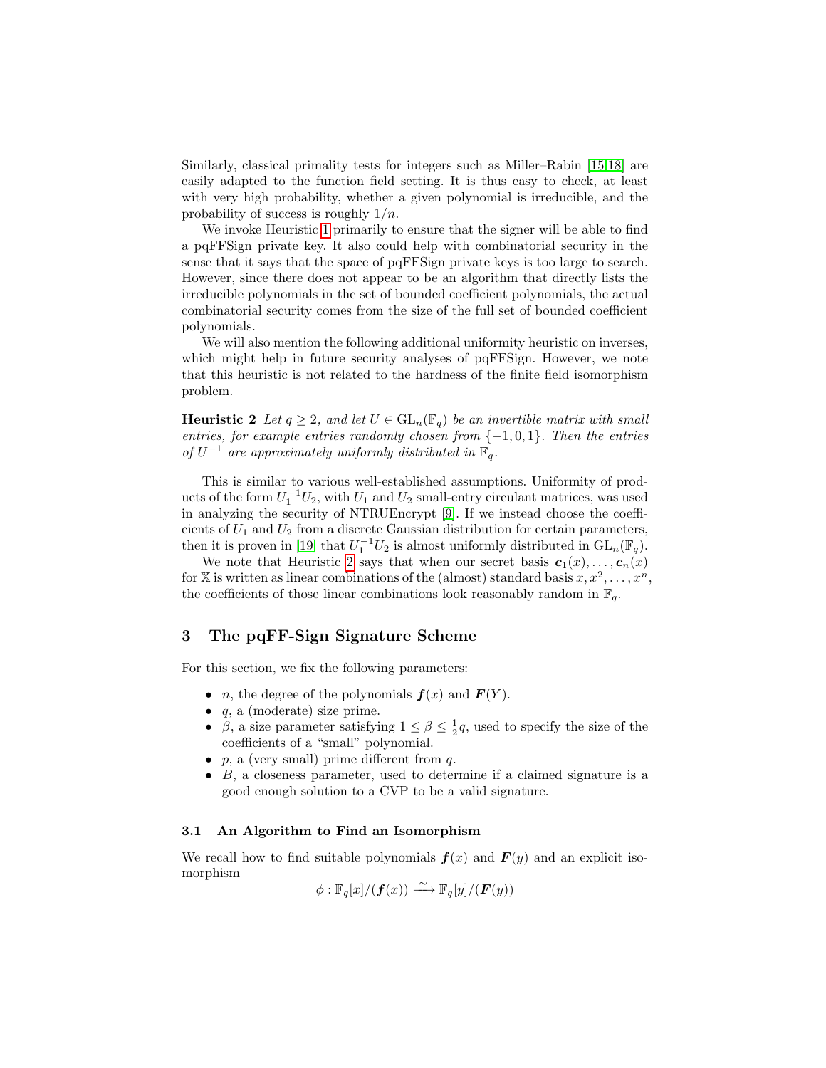Similarly, classical primality tests for integers such as Miller–Rabin [15,18] are easily adapted to the function field setting. It is thus easy to check, at least with very high probability, whether a given polynomial is irreducible, and the probability of success is roughly $1/n$.

We invoke Heuristic 1 primarily to ensure that the signer will be able to find a pqFFSign private key. It also could help with combinatorial security in the sense that it says that the space of pqFFSign private keys is too large to search. However, since there does not appear to be an algorithm that directly lists the irreducible polynomials in the set of bounded coefficient polynomials, the actual combinatorial security comes from the size of the full set of bounded coefficient polynomials.

We will also mention the following additional uniformity heuristic on inverses, which might help in future security analyses of pqFFSign. However, we note that this heuristic is not related to the hardness of the finite field isomorphism problem.

**Heuristic 2** *Let $q \geq 2$, and let $U \in \mathrm{GL}_n(\mathbb{F}_q)$ be an invertible matrix with small entries, for example entries randomly chosen from $\{-1, 0, 1\}$. Then the entries of $U^{-1}$ are approximately uniformly distributed in $\mathbb{F}_q$.*

This is similar to various well-established assumptions. Uniformity of products of the form $U_1^{-1}U_2$, with $U_1$ and $U_2$ small-entry circulant matrices, was used in analyzing the security of NTRUEncrypt [9]. If we instead choose the coefficients of $U_1$ and $U_2$ from a discrete Gaussian distribution for certain parameters, then it is proven in [19] that $U_1^{-1}U_2$ is almost uniformly distributed in $\mathrm{GL}_n(\mathbb{F}_q)$.

We note that Heuristic 2 says that when our secret basis $\boldsymbol{c}_1(x), \dots, \boldsymbol{c}_n(x)$ for $\mathbb{X}$ is written as linear combinations of the (almost) standard basis $x, x^2, \dots, x^n$, the coefficients of those linear combinations look reasonably random in $\mathbb{F}_q$.

## 3 The pqFF-Sign Signature Scheme

For this section, we fix the following parameters:

- $n$, the degree of the polynomials $\boldsymbol{f}(x)$ and $\boldsymbol{F}(Y)$.
- $q$, a (moderate) size prime.
- $\beta$, a size parameter satisfying $1 \leq \beta \leq \frac{1}{2}q$, used to specify the size of the coefficients of a "small" polynomial.
- $p$, a (very small) prime different from $q$.
- $B$, a closeness parameter, used to determine if a claimed signature is a good enough solution to a CVP to be a valid signature.

### 3.1 An Algorithm to Find an Isomorphism

We recall how to find suitable polynomials $\boldsymbol{f}(x)$ and $\boldsymbol{F}(y)$ and an explicit isomorphism

$$\phi : \mathbb{F}_q[x]/(\boldsymbol{f}(x)) \xrightarrow{\sim} \mathbb{F}_q[y]/(\boldsymbol{F}(y))$$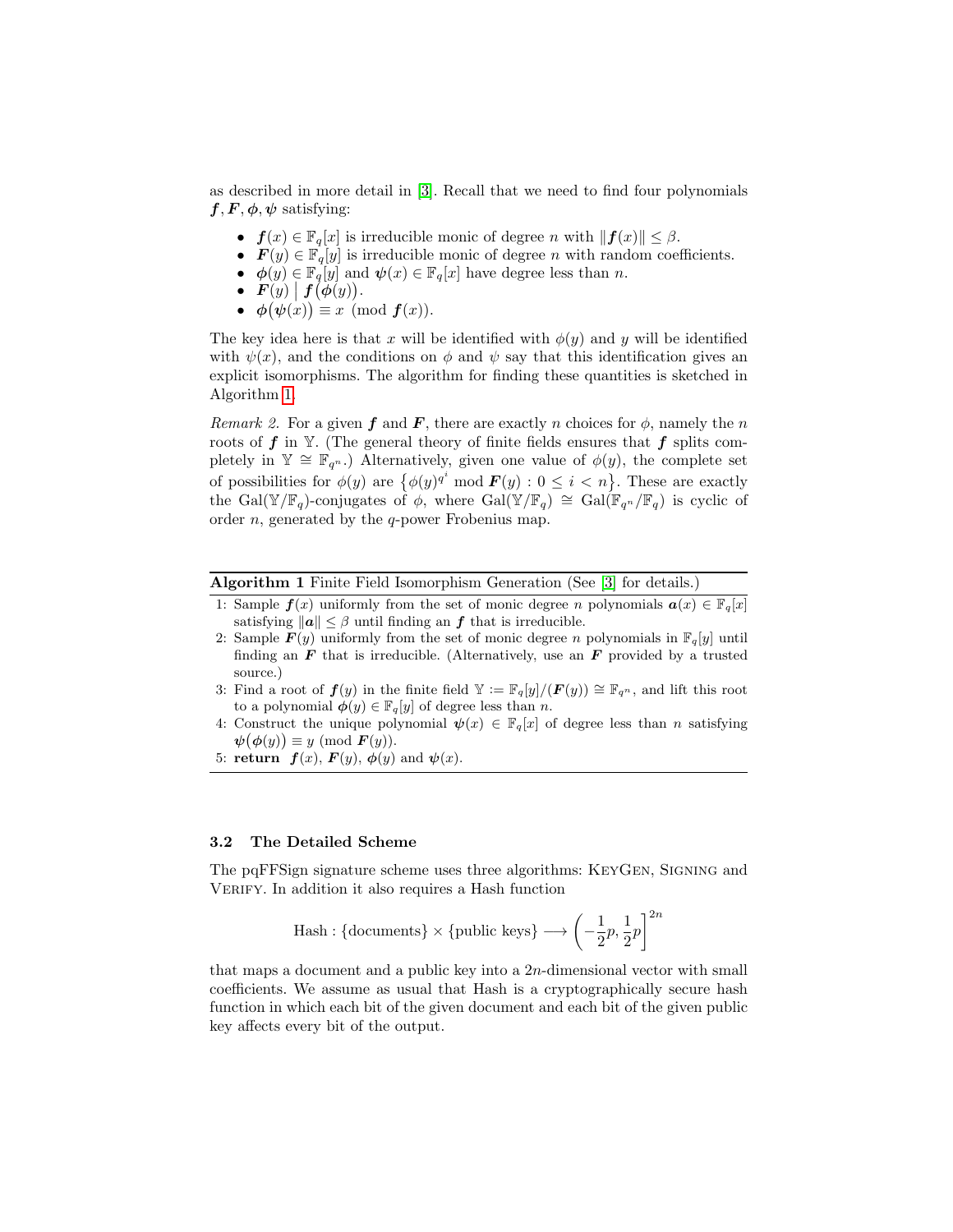as described in more detail in [3]. Recall that we need to find four polynomials $\boldsymbol{f}, \boldsymbol{F}, \boldsymbol{\phi}, \boldsymbol{\psi}$ satisfying:

- $\boldsymbol{f}(x) \in \mathbb{F}_q[x]$ is irreducible monic of degree $n$ with $\|\boldsymbol{f}(x)\| \le \beta$.
- $\boldsymbol{F}(y) \in \mathbb{F}_q[y]$ is irreducible monic of degree $n$ with random coefficients.
- $\boldsymbol{\phi}(y) \in \mathbb{F}_q[y]$ and $\boldsymbol{\psi}(x) \in \mathbb{F}_q[x]$ have degree less than $n$.
- $\boldsymbol{F}(y) \mid \boldsymbol{f}\big(\boldsymbol{\phi}(y)\big)$.
- $\boldsymbol{\phi}\big(\boldsymbol{\psi}(x)\big) \equiv x \pmod{\boldsymbol{f}(x)}$.

The key idea here is that $x$ will be identified with $\phi(y)$ and $y$ will be identified with $\psi(x)$, and the conditions on $\phi$ and $\psi$ say that this identification gives an explicit isomorphisms. The algorithm for finding these quantities is sketched in Algorithm 1.

*Remark 2.* For a given $\boldsymbol{f}$ and $\boldsymbol{F}$, there are exactly $n$ choices for $\phi$, namely the $n$ roots of $\boldsymbol{f}$ in $\mathbb{Y}$. (The general theory of finite fields ensures that $\boldsymbol{f}$ splits completely in $\mathbb{Y} \cong \mathbb{F}_{q^n}$.) Alternatively, given one value of $\phi(y)$, the complete set of possibilities for $\phi(y)$ are $\big\{\phi(y)^{q^i} \bmod \boldsymbol{F}(y) : 0 \le i < n\big\}$. These are exactly the $\mathrm{Gal}(\mathbb{Y}/\mathbb{F}_q)$-conjugates of $\phi$, where $\mathrm{Gal}(\mathbb{Y}/\mathbb{F}_q) \cong \mathrm{Gal}(\mathbb{F}_{q^n}/\mathbb{F}_q)$ is cyclic of order $n$, generated by the $q$-power Frobenius map.

**Algorithm 1** Finite Field Isomorphism Generation (See [3] for details.)

1: Sample $\boldsymbol{f}(x)$ uniformly from the set of monic degree $n$ polynomials $\boldsymbol{a}(x) \in \mathbb{F}_q[x]$ satisfying $\|\boldsymbol{a}\| \le \beta$ until finding an $\boldsymbol{f}$ that is irreducible.
2: Sample $\boldsymbol{F}(y)$ uniformly from the set of monic degree $n$ polynomials in $\mathbb{F}_q[y]$ until finding an $\boldsymbol{F}$ that is irreducible. (Alternatively, use an $\boldsymbol{F}$ provided by a trusted source.)
3: Find a root of $\boldsymbol{f}(y)$ in the finite field $\mathbb{Y} := \mathbb{F}_q[y]/(\boldsymbol{F}(y)) \cong \mathbb{F}_{q^n}$, and lift this root to a polynomial $\boldsymbol{\phi}(y) \in \mathbb{F}_q[y]$ of degree less than $n$.
4: Construct the unique polynomial $\boldsymbol{\psi}(x) \in \mathbb{F}_q[x]$ of degree less than $n$ satisfying $\boldsymbol{\psi}\big(\boldsymbol{\phi}(y)\big) \equiv y \pmod{\boldsymbol{F}(y)}$.
5: **return** $\boldsymbol{f}(x)$, $\boldsymbol{F}(y)$, $\boldsymbol{\phi}(y)$ and $\boldsymbol{\psi}(x)$.

### 3.2 The Detailed Scheme

The pqFFSign signature scheme uses three algorithms: KeyGen, Signing and Verify. In addition it also requires a Hash function

$$\text{Hash} : \{\text{documents}\} \times \{\text{public keys}\} \longrightarrow \left(-\frac{1}{2}p, \frac{1}{2}p\right]^{2n}$$

that maps a document and a public key into a $2n$-dimensional vector with small coefficients. We assume as usual that Hash is a cryptographically secure hash function in which each bit of the given document and each bit of the given public key affects every bit of the output.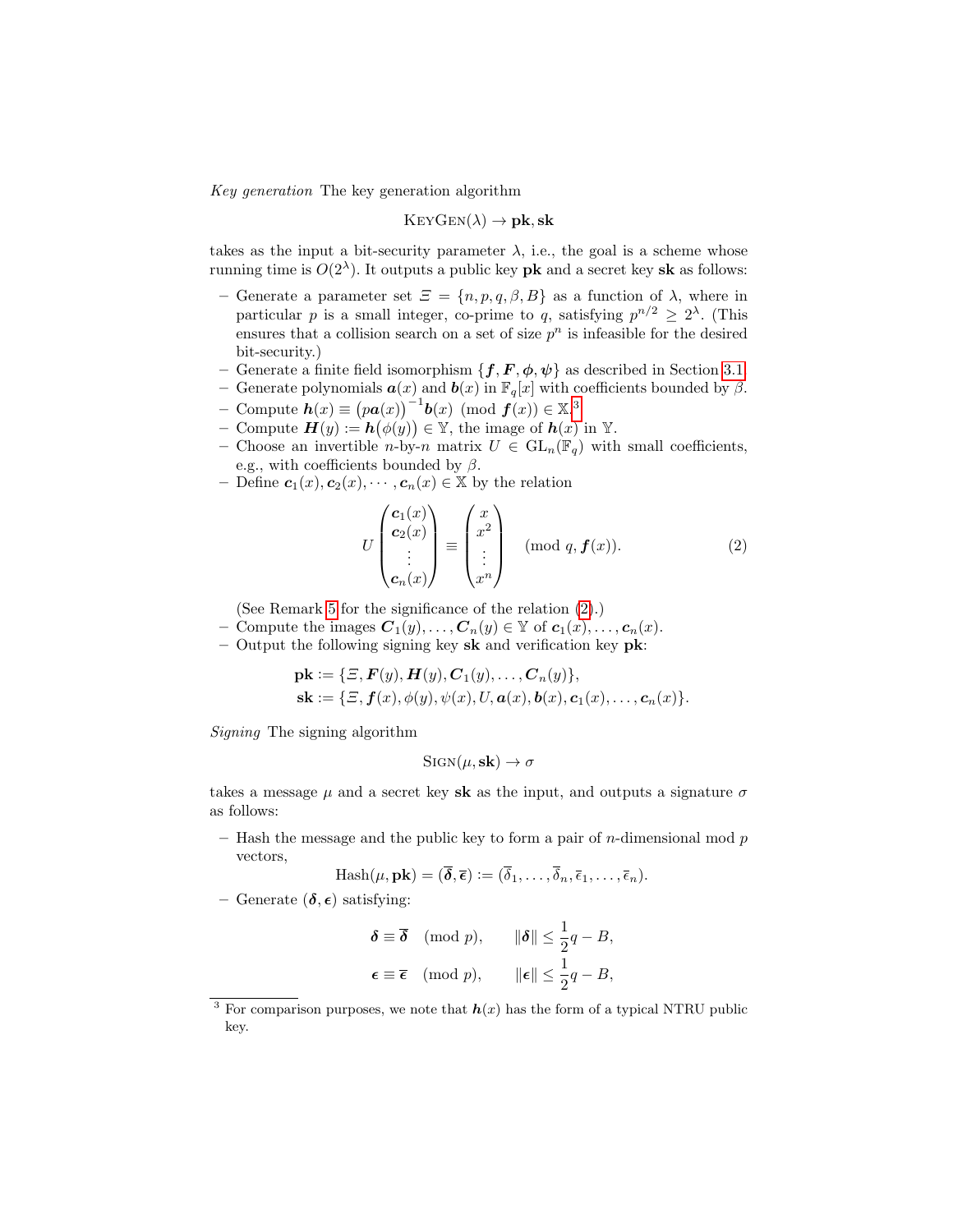*Key generation* The key generation algorithm

$$\text{KeyGen}(\lambda) \to \mathbf{pk}, \mathbf{sk}$$

takes as the input a bit-security parameter $\lambda$, i.e., the goal is a scheme whose running time is $O(2^\lambda)$. It outputs a public key $\mathbf{pk}$ and a secret key $\mathbf{sk}$ as follows:

- Generate a parameter set $\Xi = \{n, p, q, \beta, B\}$ as a function of $\lambda$, where in particular $p$ is a small integer, co-prime to $q$, satisfying $p^{n/2} \geq 2^\lambda$. (This ensures that a collision search on a set of size $p^n$ is infeasible for the desired bit-security.)
- Generate a finite field isomorphism $\{\boldsymbol{f}, \boldsymbol{F}, \boldsymbol{\phi}, \boldsymbol{\psi}\}$ as described in Section 3.1.
- Generate polynomials $\boldsymbol{a}(x)$ and $\boldsymbol{b}(x)$ in $\mathbb{F}_q[x]$ with coefficients bounded by $\beta$.
- Compute $\boldsymbol{h}(x) \equiv \big(p\boldsymbol{a}(x)\big)^{-1}\boldsymbol{b}(x) \pmod{\boldsymbol{f}(x)} \in \mathbb{X}$.[3]
- Compute $\boldsymbol{H}(y) := \boldsymbol{h}\big(\phi(y)\big) \in \mathbb{Y}$, the image of $\boldsymbol{h}(x)$ in $\mathbb{Y}$.
- Choose an invertible $n$-by-$n$ matrix $U \in \mathrm{GL}_n(\mathbb{F}_q)$ with small coefficients, e.g., with coefficients bounded by $\beta$.
- Define $\boldsymbol{c}_1(x), \boldsymbol{c}_2(x), \cdots, \boldsymbol{c}_n(x) \in \mathbb{X}$ by the relation

$$U \begin{pmatrix} \boldsymbol{c}_1(x) \\ \boldsymbol{c}_2(x) \\ \vdots \\ \boldsymbol{c}_n(x) \end{pmatrix} \equiv \begin{pmatrix} x \\ x^2 \\ \vdots \\ x^n \end{pmatrix} \pmod{q, \boldsymbol{f}(x)}. \tag{2}$$

  (See Remark 5 for the significance of the relation (2).)
- Compute the images $\boldsymbol{C}_1(y), \ldots, \boldsymbol{C}_n(y) \in \mathbb{Y}$ of $\boldsymbol{c}_1(x), \ldots, \boldsymbol{c}_n(x)$.
- Output the following signing key $\mathbf{sk}$ and verification key $\mathbf{pk}$:

$$\begin{aligned}\mathbf{pk} &:= \{\Xi, \boldsymbol{F}(y), \boldsymbol{H}(y), \boldsymbol{C}_1(y), \ldots, \boldsymbol{C}_n(y)\},\\ \mathbf{sk} &:= \{\Xi, \boldsymbol{f}(x), \phi(y), \psi(x), U, \boldsymbol{a}(x), \boldsymbol{b}(x), \boldsymbol{c}_1(x), \ldots, \boldsymbol{c}_n(x)\}.\end{aligned}$$

*Signing* The signing algorithm

$$\text{Sign}(\mu, \mathbf{sk}) \to \sigma$$

takes a message $\mu$ and a secret key $\mathbf{sk}$ as the input, and outputs a signature $\sigma$ as follows:

- Hash the message and the public key to form a pair of $n$-dimensional mod $p$ vectors,

$$\mathrm{Hash}(\mu, \mathbf{pk}) = (\overline{\boldsymbol{\delta}}, \overline{\boldsymbol{\epsilon}}) := (\overline{\delta}_1, \ldots, \overline{\delta}_n, \overline{\epsilon}_1, \ldots, \overline{\epsilon}_n).$$

- Generate $(\boldsymbol{\delta}, \boldsymbol{\epsilon})$ satisfying:

$$\boldsymbol{\delta} \equiv \overline{\boldsymbol{\delta}} \pmod{p}, \qquad \|\boldsymbol{\delta}\| \leq \frac{1}{2}q - B,$$

$$\boldsymbol{\epsilon} \equiv \overline{\boldsymbol{\epsilon}} \pmod{p}, \qquad \|\boldsymbol{\epsilon}\| \leq \frac{1}{2}q - B,$$

[3] For comparison purposes, we note that $\boldsymbol{h}(x)$ has the form of a typical NTRU public key.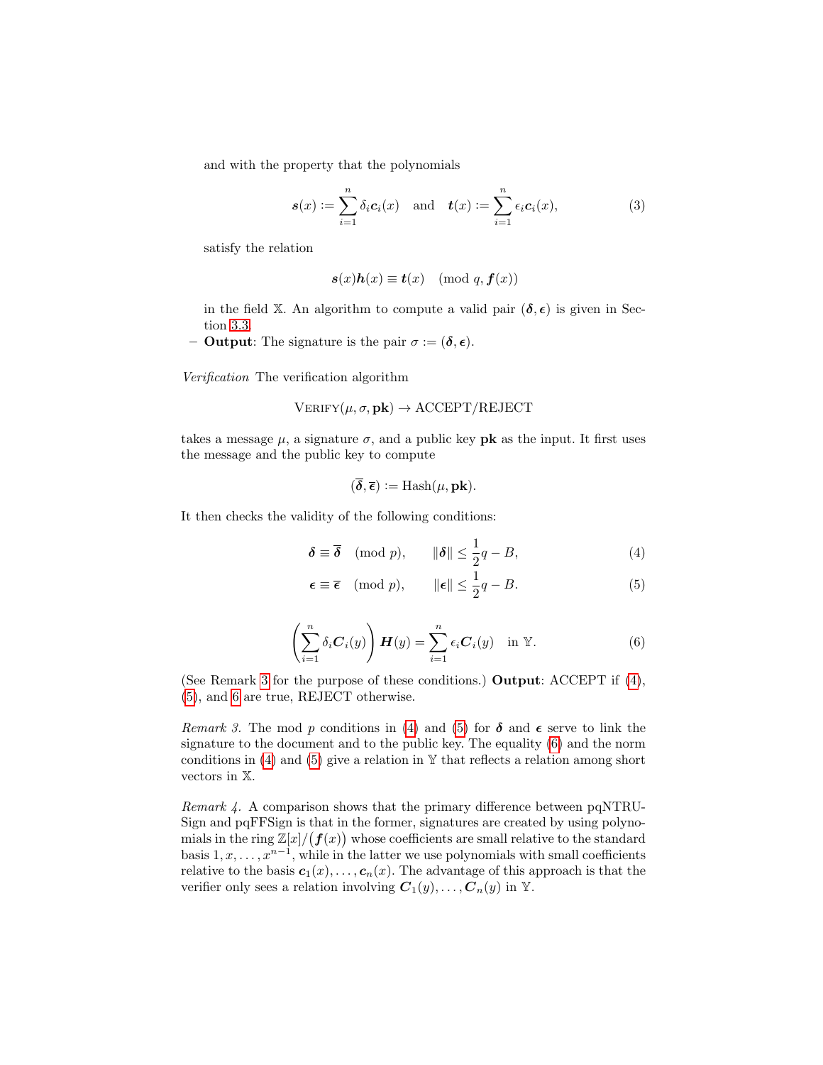and with the property that the polynomials

$$\boldsymbol{s}(x) := \sum_{i=1}^{n} \delta_i \boldsymbol{c}_i(x) \quad \text{and} \quad \boldsymbol{t}(x) := \sum_{i=1}^{n} \epsilon_i \boldsymbol{c}_i(x), \tag{3}$$

satisfy the relation

$$\boldsymbol{s}(x)\boldsymbol{h}(x) \equiv \boldsymbol{t}(x) \pmod{q, \boldsymbol{f}(x)}$$

in the field $\mathbb{X}$. An algorithm to compute a valid pair $(\boldsymbol{\delta}, \boldsymbol{\epsilon})$ is given in Section 3.3.

– **Output**: The signature is the pair $\sigma := (\boldsymbol{\delta}, \boldsymbol{\epsilon})$.

*Verification* The verification algorithm

$$\text{VERIFY}(\mu, \sigma, \mathbf{pk}) \to \text{ACCEPT/REJECT}$$

takes a message $\mu$, a signature $\sigma$, and a public key $\mathbf{pk}$ as the input. It first uses the message and the public key to compute

$$(\overline{\boldsymbol{\delta}}, \overline{\boldsymbol{\epsilon}}) := \text{Hash}(\mu, \mathbf{pk}).$$

It then checks the validity of the following conditions:

$$\boldsymbol{\delta} \equiv \overline{\boldsymbol{\delta}} \pmod{p}, \qquad \|\boldsymbol{\delta}\| \leq \frac{1}{2}q - B, \tag{4}$$

$$\boldsymbol{\epsilon} \equiv \overline{\boldsymbol{\epsilon}} \pmod{p}, \qquad \|\boldsymbol{\epsilon}\| \leq \frac{1}{2}q - B. \tag{5}$$

$$\left(\sum_{i=1}^{n} \delta_i \boldsymbol{C}_i(y)\right) \boldsymbol{H}(y) = \sum_{i=1}^{n} \epsilon_i \boldsymbol{C}_i(y) \quad \text{in } \mathbb{Y}. \tag{6}$$

(See Remark 3 for the purpose of these conditions.) **Output**: ACCEPT if (4), (5), and 6 are true, REJECT otherwise.

*Remark 3.* The mod $p$ conditions in (4) and (5) for $\boldsymbol{\delta}$ and $\boldsymbol{\epsilon}$ serve to link the signature to the document and to the public key. The equality (6) and the norm conditions in (4) and (5) give a relation in $\mathbb{Y}$ that reflects a relation among short vectors in $\mathbb{X}$.

*Remark 4.* A comparison shows that the primary difference between pqNTRUSign and pqFFSign is that in the former, signatures are created by using polynomials in the ring $\mathbb{Z}[x]/(\boldsymbol{f}(x))$ whose coefficients are small relative to the standard basis $1, x, \ldots, x^{n-1}$, while in the latter we use polynomials with small coefficients relative to the basis $\boldsymbol{c}_1(x), \ldots, \boldsymbol{c}_n(x)$. The advantage of this approach is that the verifier only sees a relation involving $\boldsymbol{C}_1(y), \ldots, \boldsymbol{C}_n(y)$ in $\mathbb{Y}$.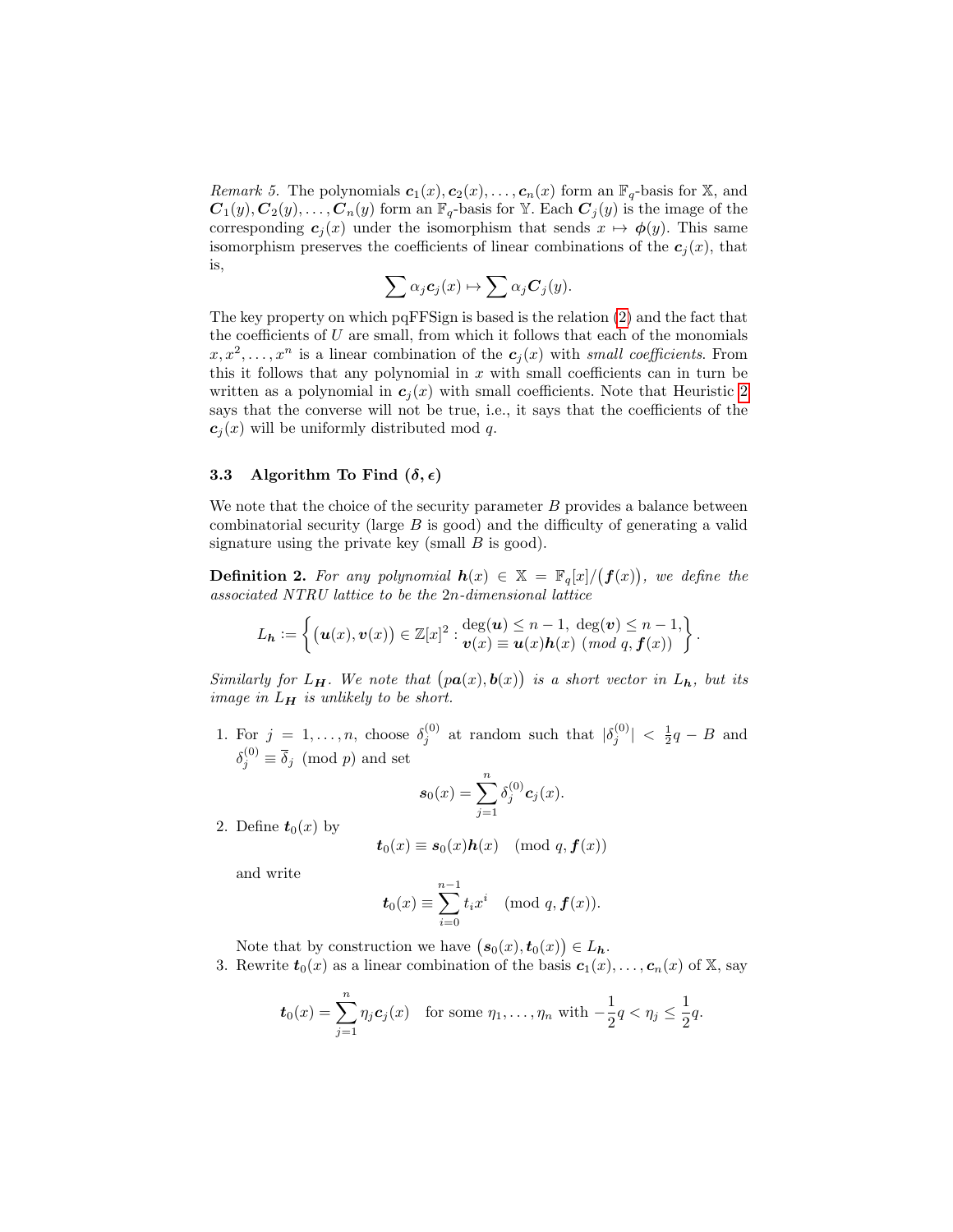*Remark 5.* The polynomials $\boldsymbol{c}_1(x), \boldsymbol{c}_2(x), \dots, \boldsymbol{c}_n(x)$ form an $\mathbb{F}_q$-basis for $\mathbb{X}$, and $\boldsymbol{C}_1(y), \boldsymbol{C}_2(y), \dots, \boldsymbol{C}_n(y)$ form an $\mathbb{F}_q$-basis for $\mathbb{Y}$. Each $\boldsymbol{C}_j(y)$ is the image of the corresponding $\boldsymbol{c}_j(x)$ under the isomorphism that sends $x \mapsto \boldsymbol{\phi}(y)$. This same isomorphism preserves the coefficients of linear combinations of the $\boldsymbol{c}_j(x)$, that is,

$$\sum \alpha_j \boldsymbol{c}_j(x) \mapsto \sum \alpha_j \boldsymbol{C}_j(y).$$

The key property on which pqFFSign is based is the relation (2) and the fact that the coefficients of $U$ are small, from which it follows that each of the monomials $x, x^2, \dots, x^n$ is a linear combination of the $\boldsymbol{c}_j(x)$ with *small coefficients*. From this it follows that any polynomial in $x$ with small coefficients can in turn be written as a polynomial in $\boldsymbol{c}_j(x)$ with small coefficients. Note that Heuristic 2 says that the converse will not be true, i.e., it says that the coefficients of the $\boldsymbol{c}_j(x)$ will be uniformly distributed mod $q$.

### 3.3 Algorithm To Find $(\boldsymbol{\delta}, \boldsymbol{\epsilon})$

We note that the choice of the security parameter $B$ provides a balance between combinatorial security (large $B$ is good) and the difficulty of generating a valid signature using the private key (small $B$ is good).

**Definition 2.** *For any polynomial $\boldsymbol{h}(x) \in \mathbb{X} = \mathbb{F}_q[x]/\big(\boldsymbol{f}(x)\big)$, we define the associated NTRU lattice to be the $2n$-dimensional lattice*

$$L_{\boldsymbol{h}} := \left\{ \big(\boldsymbol{u}(x), \boldsymbol{v}(x)\big) \in \mathbb{Z}[x]^2 : \begin{array}{l} \deg(\boldsymbol{u}) \le n-1,\ \deg(\boldsymbol{v}) \le n-1, \\ \boldsymbol{v}(x) \equiv \boldsymbol{u}(x)\boldsymbol{h}(x) \ (\text{mod } q, \boldsymbol{f}(x)) \end{array} \right\}.$$

*Similarly for $L_{\boldsymbol{H}}$. We note that $\big(p\boldsymbol{a}(x), \boldsymbol{b}(x)\big)$ is a short vector in $L_{\boldsymbol{h}}$, but its image in $L_{\boldsymbol{H}}$ is unlikely to be short.*

1. For $j = 1, \dots, n$, choose $\delta_j^{(0)}$ at random such that $|\delta_j^{(0)}| < \frac{1}{2}q - B$ and $\delta_j^{(0)} \equiv \overline{\delta}_j \pmod p$ and set
$$\boldsymbol{s}_0(x) = \sum_{j=1}^{n} \delta_j^{(0)} \boldsymbol{c}_j(x).$$
2. Define $\boldsymbol{t}_0(x)$ by
$$\boldsymbol{t}_0(x) \equiv \boldsymbol{s}_0(x)\boldsymbol{h}(x) \pmod{q, \boldsymbol{f}(x)}$$
and write
$$\boldsymbol{t}_0(x) \equiv \sum_{i=0}^{n-1} t_i x^i \pmod{q, \boldsymbol{f}(x)}.$$
Note that by construction we have $\big(\boldsymbol{s}_0(x), \boldsymbol{t}_0(x)\big) \in L_{\boldsymbol{h}}$.
3. Rewrite $\boldsymbol{t}_0(x)$ as a linear combination of the basis $\boldsymbol{c}_1(x), \dots, \boldsymbol{c}_n(x)$ of $\mathbb{X}$, say
$$\boldsymbol{t}_0(x) = \sum_{j=1}^{n} \eta_j \boldsymbol{c}_j(x) \quad \text{for some } \eta_1, \dots, \eta_n \text{ with } -\frac{1}{2}q < \eta_j \le \frac{1}{2}q.$$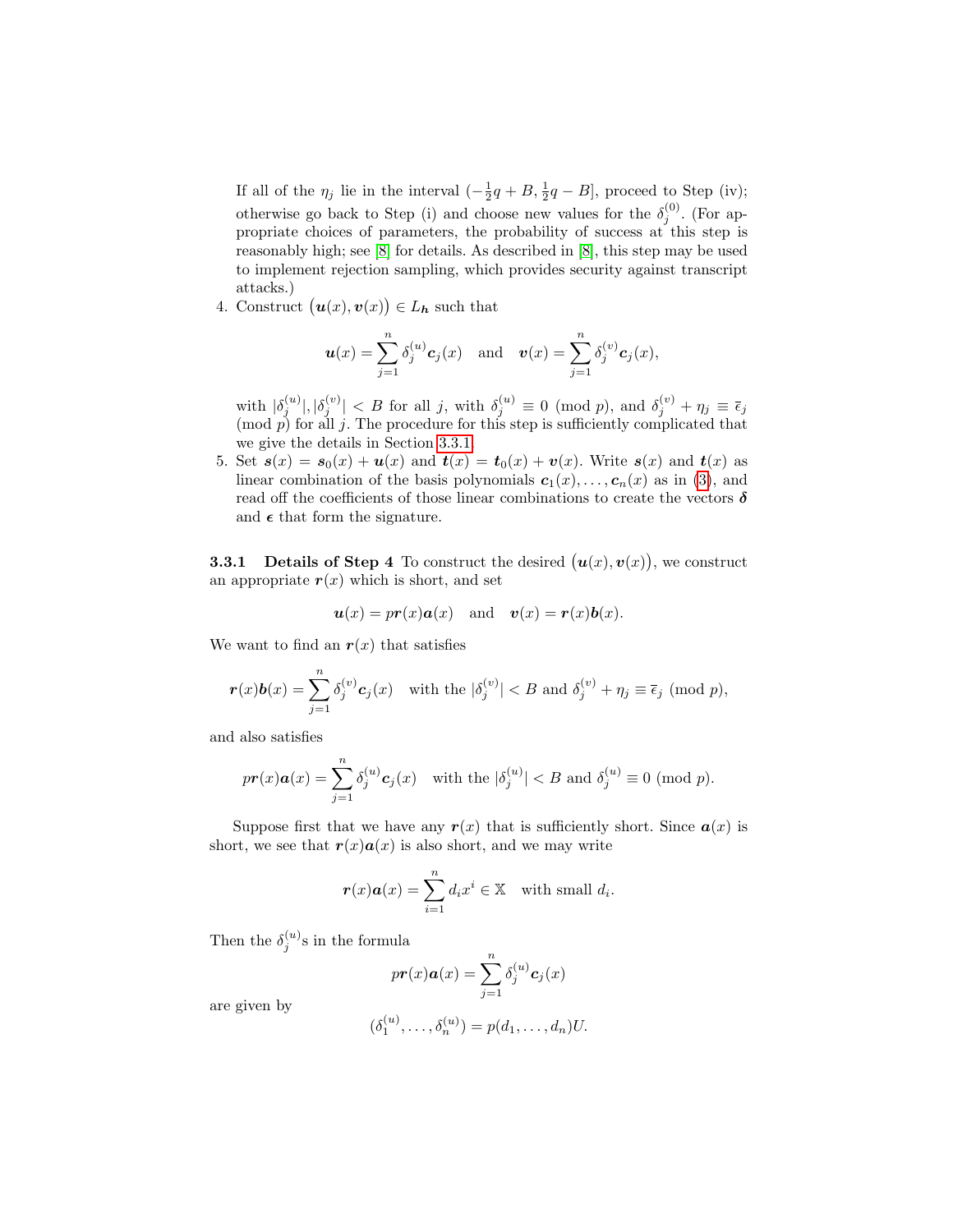If all of the $\eta_j$ lie in the interval $(-\frac{1}{2}q + B, \frac{1}{2}q - B]$, proceed to Step (iv); otherwise go back to Step (i) and choose new values for the $\delta_j^{(0)}$. (For appropriate choices of parameters, the probability of success at this step is reasonably high; see [8] for details. As described in [8], this step may be used to implement rejection sampling, which provides security against transcript attacks.)

4. Construct $\big(\boldsymbol{u}(x), \boldsymbol{v}(x)\big) \in L_{\boldsymbol{h}}$ such that

$$\boldsymbol{u}(x) = \sum_{j=1}^{n} \delta_j^{(u)} \boldsymbol{c}_j(x) \quad \text{and} \quad \boldsymbol{v}(x) = \sum_{j=1}^{n} \delta_j^{(v)} \boldsymbol{c}_j(x),$$

with $|\delta_j^{(u)}|, |\delta_j^{(v)}| < B$ for all $j$, with $\delta_j^{(u)} \equiv 0 \pmod{p}$, and $\delta_j^{(v)} + \eta_j \equiv \bar{\epsilon}_j \pmod{p}$ for all $j$. The procedure for this step is sufficiently complicated that we give the details in Section 3.3.1.

5. Set $\boldsymbol{s}(x) = \boldsymbol{s}_0(x) + \boldsymbol{u}(x)$ and $\boldsymbol{t}(x) = \boldsymbol{t}_0(x) + \boldsymbol{v}(x)$. Write $\boldsymbol{s}(x)$ and $\boldsymbol{t}(x)$ as linear combination of the basis polynomials $\boldsymbol{c}_1(x), \ldots, \boldsymbol{c}_n(x)$ as in (3), and read off the coefficients of those linear combinations to create the vectors $\boldsymbol{\delta}$ and $\boldsymbol{\epsilon}$ that form the signature.

**3.3.1 Details of Step 4** To construct the desired $\big(\boldsymbol{u}(x), \boldsymbol{v}(x)\big)$, we construct an appropriate $\boldsymbol{r}(x)$ which is short, and set

$$\boldsymbol{u}(x) = p\boldsymbol{r}(x)\boldsymbol{a}(x) \quad \text{and} \quad \boldsymbol{v}(x) = \boldsymbol{r}(x)\boldsymbol{b}(x).$$

We want to find an $\boldsymbol{r}(x)$ that satisfies

$$\boldsymbol{r}(x)\boldsymbol{b}(x) = \sum_{j=1}^{n} \delta_j^{(v)} \boldsymbol{c}_j(x) \quad \text{with the } |\delta_j^{(v)}| < B \text{ and } \delta_j^{(v)} + \eta_j \equiv \bar{\epsilon}_j \pmod{p},$$

and also satisfies

$$p\boldsymbol{r}(x)\boldsymbol{a}(x) = \sum_{j=1}^{n} \delta_j^{(u)} \boldsymbol{c}_j(x) \quad \text{with the } |\delta_j^{(u)}| < B \text{ and } \delta_j^{(u)} \equiv 0 \pmod{p}.$$

Suppose first that we have any $\boldsymbol{r}(x)$ that is sufficiently short. Since $\boldsymbol{a}(x)$ is short, we see that $\boldsymbol{r}(x)\boldsymbol{a}(x)$ is also short, and we may write

$$\boldsymbol{r}(x)\boldsymbol{a}(x) = \sum_{i=1}^{n} d_i x^i \in \mathbb{X} \quad \text{with small } d_i.$$

Then the $\delta_j^{(u)}$s in the formula

$$p\boldsymbol{r}(x)\boldsymbol{a}(x) = \sum_{j=1}^{n} \delta_j^{(u)} \boldsymbol{c}_j(x)$$

are given by

$$(\delta_1^{(u)}, \ldots, \delta_n^{(u)}) = p(d_1, \ldots, d_n)U.$$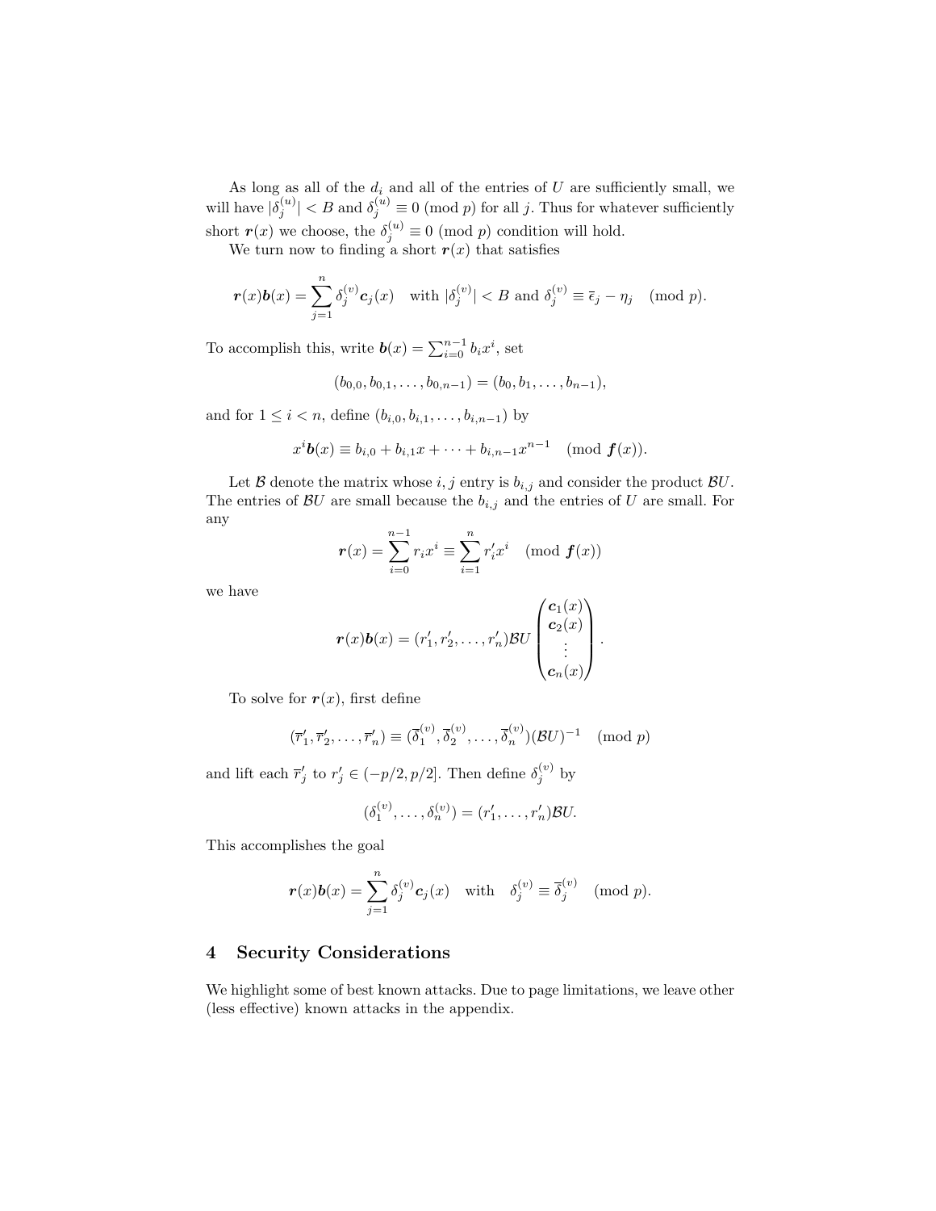As long as all of the $d_i$ and all of the entries of $U$ are sufficiently small, we will have $|\delta_j^{(u)}| < B$ and $\delta_j^{(u)} \equiv 0 \pmod{p}$ for all $j$. Thus for whatever sufficiently short $\boldsymbol{r}(x)$ we choose, the $\delta_j^{(u)} \equiv 0 \pmod{p}$ condition will hold.

We turn now to finding a short $\boldsymbol{r}(x)$ that satisfies

$$\boldsymbol{r}(x)\boldsymbol{b}(x) = \sum_{j=1}^{n} \delta_j^{(v)} \boldsymbol{c}_j(x) \quad \text{with } |\delta_j^{(v)}| < B \text{ and } \delta_j^{(v)} \equiv \overline{\epsilon}_j - \eta_j \pmod{p}.$$

To accomplish this, write $\boldsymbol{b}(x) = \sum_{i=0}^{n-1} b_i x^i$, set

$$(b_{0,0}, b_{0,1}, \ldots, b_{0,n-1}) = (b_0, b_1, \ldots, b_{n-1}),$$

and for $1 \le i < n$, define $(b_{i,0}, b_{i,1}, \ldots, b_{i,n-1})$ by

$$x^i \boldsymbol{b}(x) \equiv b_{i,0} + b_{i,1}x + \cdots + b_{i,n-1}x^{n-1} \pmod{\boldsymbol{f}(x)}.$$

Let $\mathcal{B}$ denote the matrix whose $i,j$ entry is $b_{i,j}$ and consider the product $\mathcal{B}U$. The entries of $\mathcal{B}U$ are small because the $b_{i,j}$ and the entries of $U$ are small. For any

$$\boldsymbol{r}(x) = \sum_{i=0}^{n-1} r_i x^i \equiv \sum_{i=1}^{n} r'_i x^i \pmod{\boldsymbol{f}(x)}$$

we have

$$\boldsymbol{r}(x)\boldsymbol{b}(x) = (r'_1, r'_2, \ldots, r'_n)\mathcal{B}U \begin{pmatrix} \boldsymbol{c}_1(x) \\ \boldsymbol{c}_2(x) \\ \vdots \\ \boldsymbol{c}_n(x) \end{pmatrix}.$$

To solve for $\boldsymbol{r}(x)$, first define

$$(\overline{r}'_1, \overline{r}'_2, \ldots, \overline{r}'_n) \equiv (\overline{\delta}_1^{(v)}, \overline{\delta}_2^{(v)}, \ldots, \overline{\delta}_n^{(v)})(\mathcal{B}U)^{-1} \pmod{p}$$

and lift each $\overline{r}'_j$ to $r'_j \in (-p/2, p/2]$. Then define $\delta_j^{(v)}$ by

$$(\delta_1^{(v)}, \ldots, \delta_n^{(v)}) = (r'_1, \ldots, r'_n)\mathcal{B}U.$$

This accomplishes the goal

$$\boldsymbol{r}(x)\boldsymbol{b}(x) = \sum_{j=1}^{n} \delta_j^{(v)} \boldsymbol{c}_j(x) \quad \text{with} \quad \delta_j^{(v)} \equiv \overline{\delta}_j^{(v)} \pmod{p}.$$

## 4 Security Considerations

We highlight some of best known attacks. Due to page limitations, we leave other (less effective) known attacks in the appendix.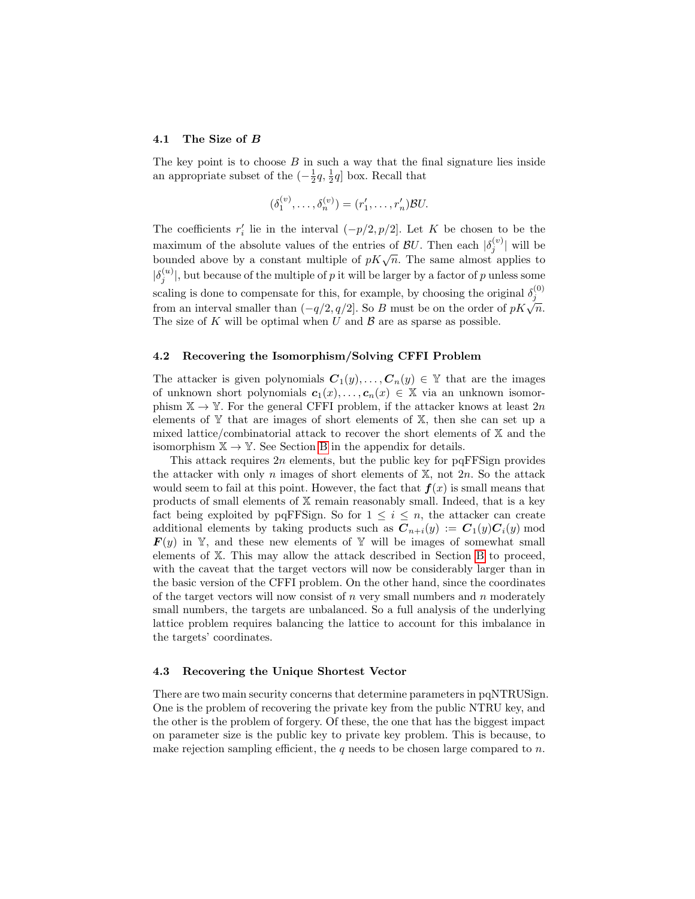### 4.1 The Size of $B$

The key point is to choose $B$ in such a way that the final signature lies inside an appropriate subset of the $(-\frac{1}{2}q, \frac{1}{2}q]$ box. Recall that

$$(\delta_1^{(v)}, \ldots, \delta_n^{(v)}) = (r_1', \ldots, r_n')\mathcal{B}U.$$

The coefficients $r_i'$ lie in the interval $(-p/2, p/2]$. Let $K$ be chosen to be the maximum of the absolute values of the entries of $\mathcal{B}U$. Then each $|\delta_j^{(v)}|$ will be bounded above by a constant multiple of $pK\sqrt{n}$. The same almost applies to $|\delta_j^{(u)}|$, but because of the multiple of $p$ it will be larger by a factor of $p$ unless some scaling is done to compensate for this, for example, by choosing the original $\delta_j^{(0)}$ from an interval smaller than $(-q/2, q/2]$. So $B$ must be on the order of $pK\sqrt{n}$. The size of $K$ will be optimal when $U$ and $\mathcal{B}$ are as sparse as possible.

### 4.2 Recovering the Isomorphism/Solving CFFI Problem

The attacker is given polynomials $\boldsymbol{C}_1(y), \ldots, \boldsymbol{C}_n(y) \in \mathbb{Y}$ that are the images of unknown short polynomials $\boldsymbol{c}_1(x), \ldots, \boldsymbol{c}_n(x) \in \mathbb{X}$ via an unknown isomorphism $\mathbb{X} \to \mathbb{Y}$. For the general CFFI problem, if the attacker knows at least $2n$ elements of $\mathbb{Y}$ that are images of short elements of $\mathbb{X}$, then she can set up a mixed lattice/combinatorial attack to recover the short elements of $\mathbb{X}$ and the isomorphism $\mathbb{X} \to \mathbb{Y}$. See Section B in the appendix for details.

This attack requires $2n$ elements, but the public key for pqFFSign provides the attacker with only $n$ images of short elements of $\mathbb{X}$, not $2n$. So the attack would seem to fail at this point. However, the fact that $\boldsymbol{f}(x)$ is small means that products of small elements of $\mathbb{X}$ remain reasonably small. Indeed, that is a key fact being exploited by pqFFSign. So for $1 \le i \le n$, the attacker can create additional elements by taking products such as $\boldsymbol{C}_{n+i}(y) := \boldsymbol{C}_1(y)\boldsymbol{C}_i(y) \bmod \boldsymbol{F}(y)$ in $\mathbb{Y}$, and these new elements of $\mathbb{Y}$ will be images of somewhat small elements of $\mathbb{X}$. This may allow the attack described in Section B to proceed, with the caveat that the target vectors will now be considerably larger than in the basic version of the CFFI problem. On the other hand, since the coordinates of the target vectors will now consist of $n$ very small numbers and $n$ moderately small numbers, the targets are unbalanced. So a full analysis of the underlying lattice problem requires balancing the lattice to account for this imbalance in the targets' coordinates.

### 4.3 Recovering the Unique Shortest Vector

There are two main security concerns that determine parameters in pqNTRUSign. One is the problem of recovering the private key from the public NTRU key, and the other is the problem of forgery. Of these, the one that has the biggest impact on parameter size is the public key to private key problem. This is because, to make rejection sampling efficient, the $q$ needs to be chosen large compared to $n$.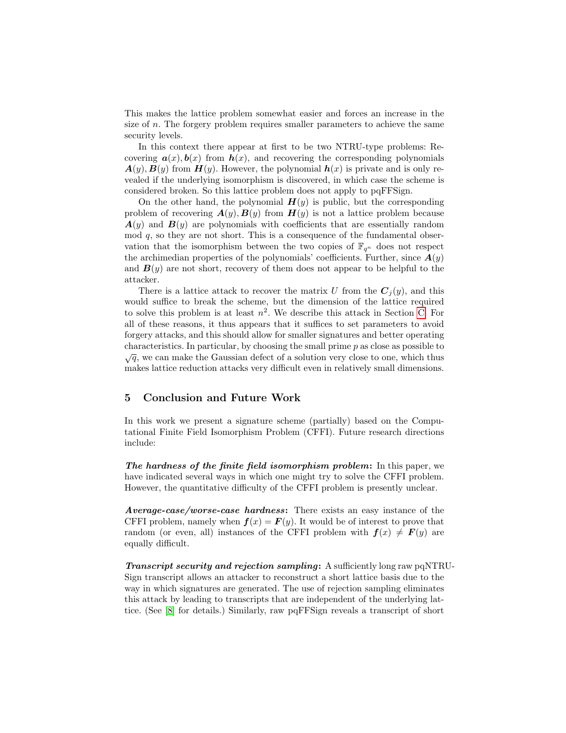This makes the lattice problem somewhat easier and forces an increase in the size of $n$. The forgery problem requires smaller parameters to achieve the same security levels.

In this context there appear at first to be two NTRU-type problems: Recovering $\boldsymbol{a}(x), \boldsymbol{b}(x)$ from $\boldsymbol{h}(x)$, and recovering the corresponding polynomials $\boldsymbol{A}(y), \boldsymbol{B}(y)$ from $\boldsymbol{H}(y)$. However, the polynomial $\boldsymbol{h}(x)$ is private and is only revealed if the underlying isomorphism is discovered, in which case the scheme is considered broken. So this lattice problem does not apply to pqFFSign.

On the other hand, the polynomial $\boldsymbol{H}(y)$ is public, but the corresponding problem of recovering $\boldsymbol{A}(y), \boldsymbol{B}(y)$ from $\boldsymbol{H}(y)$ is not a lattice problem because $\boldsymbol{A}(y)$ and $\boldsymbol{B}(y)$ are polynomials with coefficients that are essentially random mod $q$, so they are not short. This is a consequence of the fundamental observation that the isomorphism between the two copies of $\mathbb{F}_{q^n}$ does not respect the archimedian properties of the polynomials' coefficients. Further, since $\boldsymbol{A}(y)$ and $\boldsymbol{B}(y)$ are not short, recovery of them does not appear to be helpful to the attacker.

There is a lattice attack to recover the matrix $U$ from the $\boldsymbol{C}_j(y)$, and this would suffice to break the scheme, but the dimension of the lattice required to solve this problem is at least $n^2$. We describe this attack in Section C. For all of these reasons, it thus appears that it suffices to set parameters to avoid forgery attacks, and this should allow for smaller signatures and better operating characteristics. In particular, by choosing the small prime $p$ as close as possible to $\sqrt{q}$, we can make the Gaussian defect of a solution very close to one, which thus makes lattice reduction attacks very difficult even in relatively small dimensions.

## 5 Conclusion and Future Work

In this work we present a signature scheme (partially) based on the Computational Finite Field Isomorphism Problem (CFFI). Future research directions include:

***The hardness of the finite field isomorphism problem*:** In this paper, we have indicated several ways in which one might try to solve the CFFI problem. However, the quantitative difficulty of the CFFI problem is presently unclear.

***Average-case/worse-case hardness*:** There exists an easy instance of the CFFI problem, namely when $\boldsymbol{f}(x) = \boldsymbol{F}(y)$. It would be of interest to prove that random (or even, all) instances of the CFFI problem with $\boldsymbol{f}(x) \neq \boldsymbol{F}(y)$ are equally difficult.

***Transcript security and rejection sampling*:** A sufficiently long raw pqNTRUSign transcript allows an attacker to reconstruct a short lattice basis due to the way in which signatures are generated. The use of rejection sampling eliminates this attack by leading to transcripts that are independent of the underlying lattice. (See [8] for details.) Similarly, raw pqFFSign reveals a transcript of short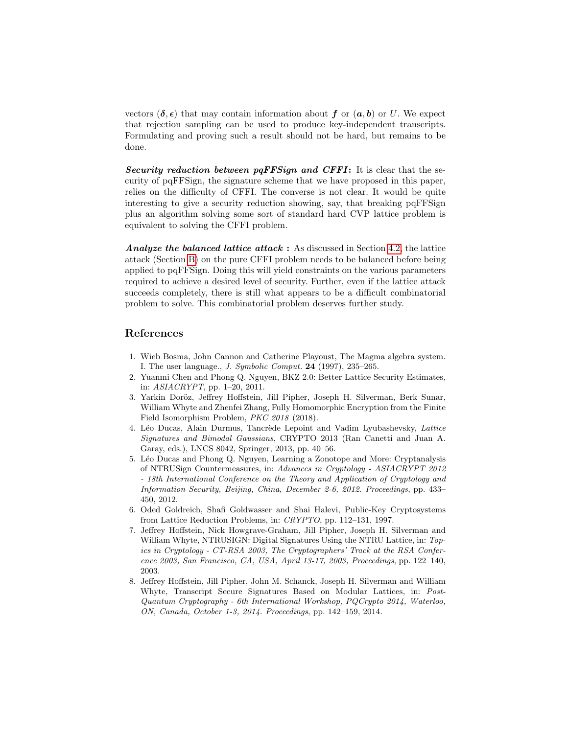vectors $(\boldsymbol{\delta}, \boldsymbol{\epsilon})$ that may contain information about $\boldsymbol{f}$ or $(\boldsymbol{a}, \boldsymbol{b})$ or $U$. We expect that rejection sampling can be used to produce key-independent transcripts. Formulating and proving such a result should not be hard, but remains to be done.

***Security reduction between pqFFSign and CFFI*:** It is clear that the security of pqFFSign, the signature scheme that we have proposed in this paper, relies on the difficulty of CFFI. The converse is not clear. It would be quite interesting to give a security reduction showing, say, that breaking pqFFSign plus an algorithm solving some sort of standard hard CVP lattice problem is equivalent to solving the CFFI problem.

***Analyze the balanced lattice attack* :** As discussed in Section 4.2, the lattice attack (Section B) on the pure CFFI problem needs to be balanced before being applied to pqFFSign. Doing this will yield constraints on the various parameters required to achieve a desired level of security. Further, even if the lattice attack succeeds completely, there is still what appears to be a difficult combinatorial problem to solve. This combinatorial problem deserves further study.

## References

1. Wieb Bosma, John Cannon and Catherine Playoust, The Magma algebra system. I. The user language., *J. Symbolic Comput.* **24** (1997), 235–265.
2. Yuanmi Chen and Phong Q. Nguyen, BKZ 2.0: Better Lattice Security Estimates, in: *ASIACRYPT*, pp. 1–20, 2011.
3. Yarkin Doröz, Jeffrey Hoffstein, Jill Pipher, Joseph H. Silverman, Berk Sunar, William Whyte and Zhenfei Zhang, Fully Homomorphic Encryption from the Finite Field Isomorphism Problem, *PKC 2018* (2018).
4. Léo Ducas, Alain Durmus, Tancrède Lepoint and Vadim Lyubashevsky, *Lattice Signatures and Bimodal Gaussians*, CRYPTO 2013 (Ran Canetti and Juan A. Garay, eds.), LNCS 8042, Springer, 2013, pp. 40–56.
5. Léo Ducas and Phong Q. Nguyen, Learning a Zonotope and More: Cryptanalysis of NTRUSign Countermeasures, in: *Advances in Cryptology - ASIACRYPT 2012 - 18th International Conference on the Theory and Application of Cryptology and Information Security, Beijing, China, December 2-6, 2012. Proceedings*, pp. 433–450, 2012.
6. Oded Goldreich, Shafi Goldwasser and Shai Halevi, Public-Key Cryptosystems from Lattice Reduction Problems, in: *CRYPTO*, pp. 112–131, 1997.
7. Jeffrey Hoffstein, Nick Howgrave-Graham, Jill Pipher, Joseph H. Silverman and William Whyte, NTRUSIGN: Digital Signatures Using the NTRU Lattice, in: *Topics in Cryptology - CT-RSA 2003, The Cryptographers' Track at the RSA Conference 2003, San Francisco, CA, USA, April 13-17, 2003, Proceedings*, pp. 122–140, 2003.
8. Jeffrey Hoffstein, Jill Pipher, John M. Schanck, Joseph H. Silverman and William Whyte, Transcript Secure Signatures Based on Modular Lattices, in: *Post-Quantum Cryptography - 6th International Workshop, PQCrypto 2014, Waterloo, ON, Canada, October 1-3, 2014. Proceedings*, pp. 142–159, 2014.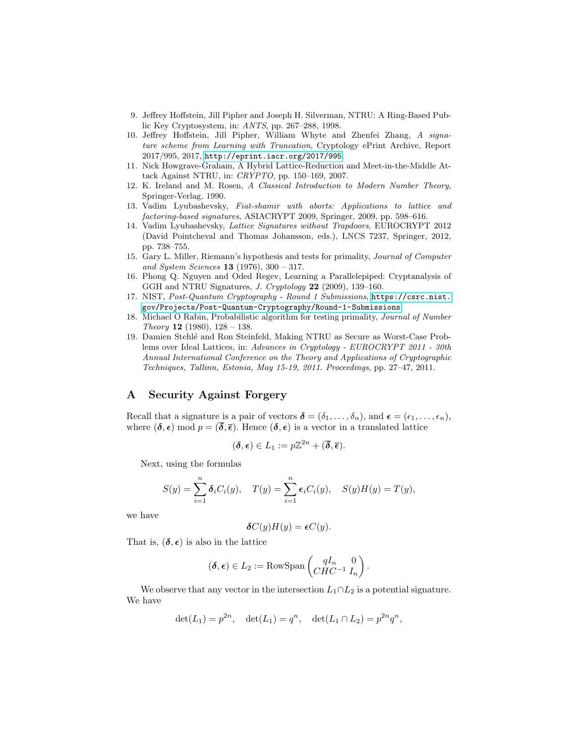9. Jeffrey Hoffstein, Jill Pipher and Joseph H. Silverman, NTRU: A Ring-Based Public Key Cryptosystem, in: *ANTS*, pp. 267–288, 1998.
10. Jeffrey Hoffstein, Jill Pipher, William Whyte and Zhenfei Zhang, *A signature scheme from Learning with Truncation*, Cryptology ePrint Archive, Report 2017/995, 2017, http://eprint.iacr.org/2017/995.
11. Nick Howgrave-Graham, A Hybrid Lattice-Reduction and Meet-in-the-Middle Attack Against NTRU, in: *CRYPTO*, pp. 150–169, 2007.
12. K. Ireland and M. Rosen, *A Classical Introduction to Modern Number Theory*, Springer-Verlag, 1990.
13. Vadim Lyubashevsky, *Fiat-shamir with aborts: Applications to lattice and factoring-based signatures*, ASIACRYPT 2009, Springer, 2009, pp. 598–616.
14. Vadim Lyubashevsky, *Lattice Signatures without Trapdoors*, EUROCRYPT 2012 (David Pointcheval and Thomas Johansson, eds.), LNCS 7237, Springer, 2012, pp. 738–755.
15. Gary L. Miller, Riemann's hypothesis and tests for primality, *Journal of Computer and System Sciences* **13** (1976), 300 – 317.
16. Phong Q. Nguyen and Oded Regev, Learning a Parallelepiped: Cryptanalysis of GGH and NTRU Signatures, *J. Cryptology* **22** (2009), 139–160.
17. NIST, *Post-Quantum Cryptography - Round 1 Submissions*, https://csrc.nist.gov/Projects/Post-Quantum-Cryptography/Round-1-Submissions.
18. Michael O Rabin, Probabilistic algorithm for testing primality, *Journal of Number Theory* **12** (1980), 128 – 138.
19. Damien Stehlé and Ron Steinfeld, Making NTRU as Secure as Worst-Case Problems over Ideal Lattices, in: *Advances in Cryptology - EUROCRYPT 2011 - 30th Annual International Conference on the Theory and Applications of Cryptographic Techniques, Tallinn, Estonia, May 15-19, 2011. Proceedings*, pp. 27–47, 2011.

# A Security Against Forgery

Recall that a signature is a pair of vectors $\boldsymbol{\delta} = (\delta_1, \dots, \delta_n)$, and $\boldsymbol{\epsilon} = (\epsilon_1, \dots, \epsilon_n)$, where $(\boldsymbol{\delta}, \boldsymbol{\epsilon}) \bmod p = (\overline{\boldsymbol{\delta}}, \overline{\boldsymbol{\epsilon}})$. Hence $(\boldsymbol{\delta}, \boldsymbol{\epsilon})$ is a vector in a translated lattice

$$(\boldsymbol{\delta}, \boldsymbol{\epsilon}) \in L_1 := p\mathbb{Z}^{2n} + (\overline{\boldsymbol{\delta}}, \overline{\boldsymbol{\epsilon}}).$$

Next, using the formulas

$$S(y) = \sum_{i=1}^{n} \boldsymbol{\delta}_i C_i(y), \quad T(y) = \sum_{i=1}^{n} \boldsymbol{\epsilon}_i C_i(y), \quad S(y)H(y) = T(y),$$

we have

$$\boldsymbol{\delta} C(y) H(y) = \boldsymbol{\epsilon} C(y).$$

That is, $(\boldsymbol{\delta}, \boldsymbol{\epsilon})$ is also in the lattice

$$(\boldsymbol{\delta}, \boldsymbol{\epsilon}) \in L_2 := \text{RowSpan} \begin{pmatrix} qI_n & 0 \\ CHC^{-1} & I_n \end{pmatrix}.$$

We observe that any vector in the intersection $L_1 \cap L_2$ is a potential signature. We have

$$\det(L_1) = p^{2n}, \quad \det(L_1) = q^n, \quad \det(L_1 \cap L_2) = p^{2n} q^n,$$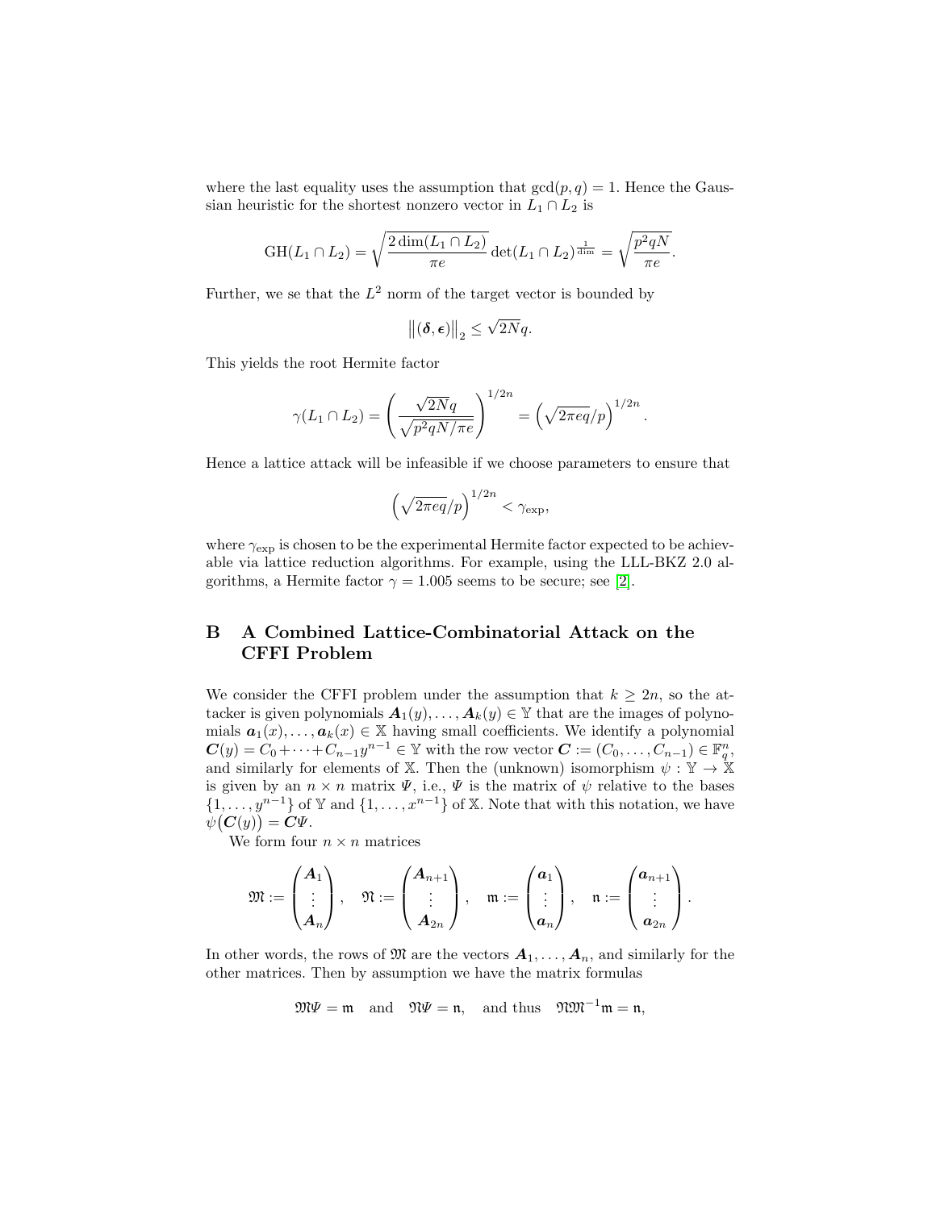where the last equality uses the assumption that $\gcd(p,q)=1$. Hence the Gaussian heuristic for the shortest nonzero vector in $L_1 \cap L_2$ is

$$\mathrm{GH}(L_1 \cap L_2) = \sqrt{\frac{2\dim(L_1 \cap L_2)}{\pi e}} \det(L_1 \cap L_2)^{\frac{1}{\dim}} = \sqrt{\frac{p^2 qN}{\pi e}}.$$

Further, we se that the $L^2$ norm of the target vector is bounded by

$$\left\|(\boldsymbol{\delta}, \boldsymbol{\epsilon})\right\|_2 \le \sqrt{2N} q.$$

This yields the root Hermite factor

$$\gamma(L_1 \cap L_2) = \left(\frac{\sqrt{2N} q}{\sqrt{p^2 qN/\pi e}}\right)^{1/2n} = \left(\sqrt{2\pi e q}/p\right)^{1/2n}.$$

Hence a lattice attack will be infeasible if we choose parameters to ensure that

$$\left(\sqrt{2\pi e q}/p\right)^{1/2n} < \gamma_{\text{exp}},$$

where $\gamma_{\text{exp}}$ is chosen to be the experimental Hermite factor expected to be achievable via lattice reduction algorithms. For example, using the LLL-BKZ 2.0 algorithms, a Hermite factor $\gamma = 1.005$ seems to be secure; see [2].

# B A Combined Lattice-Combinatorial Attack on the CFFI Problem

We consider the CFFI problem under the assumption that $k \ge 2n$, so the attacker is given polynomials $\boldsymbol{A}_1(y), \dots, \boldsymbol{A}_k(y) \in \mathbb{Y}$ that are the images of polynomials $\boldsymbol{a}_1(x), \dots, \boldsymbol{a}_k(x) \in \mathbb{X}$ having small coefficients. We identify a polynomial $\boldsymbol{C}(y) = C_0 + \cdots + C_{n-1} y^{n-1} \in \mathbb{Y}$ with the row vector $\boldsymbol{C} := (C_0, \dots, C_{n-1}) \in \mathbb{F}_q^n$, and similarly for elements of $\mathbb{X}$. Then the (unknown) isomorphism $\psi : \mathbb{Y} \to \mathbb{X}$ is given by an $n \times n$ matrix $\Psi$, i.e., $\Psi$ is the matrix of $\psi$ relative to the bases $\{1, \dots, y^{n-1}\}$ of $\mathbb{Y}$ and $\{1, \dots, x^{n-1}\}$ of $\mathbb{X}$. Note that with this notation, we have $\psi\big(\boldsymbol{C}(y)\big) = \boldsymbol{C}\Psi$.

We form four $n \times n$ matrices

$$\mathfrak{M} := \begin{pmatrix} \boldsymbol{A}_1 \\ \vdots \\ \boldsymbol{A}_n \end{pmatrix}, \quad \mathfrak{N} := \begin{pmatrix} \boldsymbol{A}_{n+1} \\ \vdots \\ \boldsymbol{A}_{2n} \end{pmatrix}, \quad \mathfrak{m} := \begin{pmatrix} \boldsymbol{a}_1 \\ \vdots \\ \boldsymbol{a}_n \end{pmatrix}, \quad \mathfrak{n} := \begin{pmatrix} \boldsymbol{a}_{n+1} \\ \vdots \\ \boldsymbol{a}_{2n} \end{pmatrix}.$$

In other words, the rows of $\mathfrak{M}$ are the vectors $\boldsymbol{A}_1, \dots, \boldsymbol{A}_n$, and similarly for the other matrices. Then by assumption we have the matrix formulas

$$\mathfrak{M}\Psi = \mathfrak{m} \quad \text{and} \quad \mathfrak{N}\Psi = \mathfrak{n}, \quad \text{and thus} \quad \mathfrak{N}\mathfrak{M}^{-1}\mathfrak{m} = \mathfrak{n},$$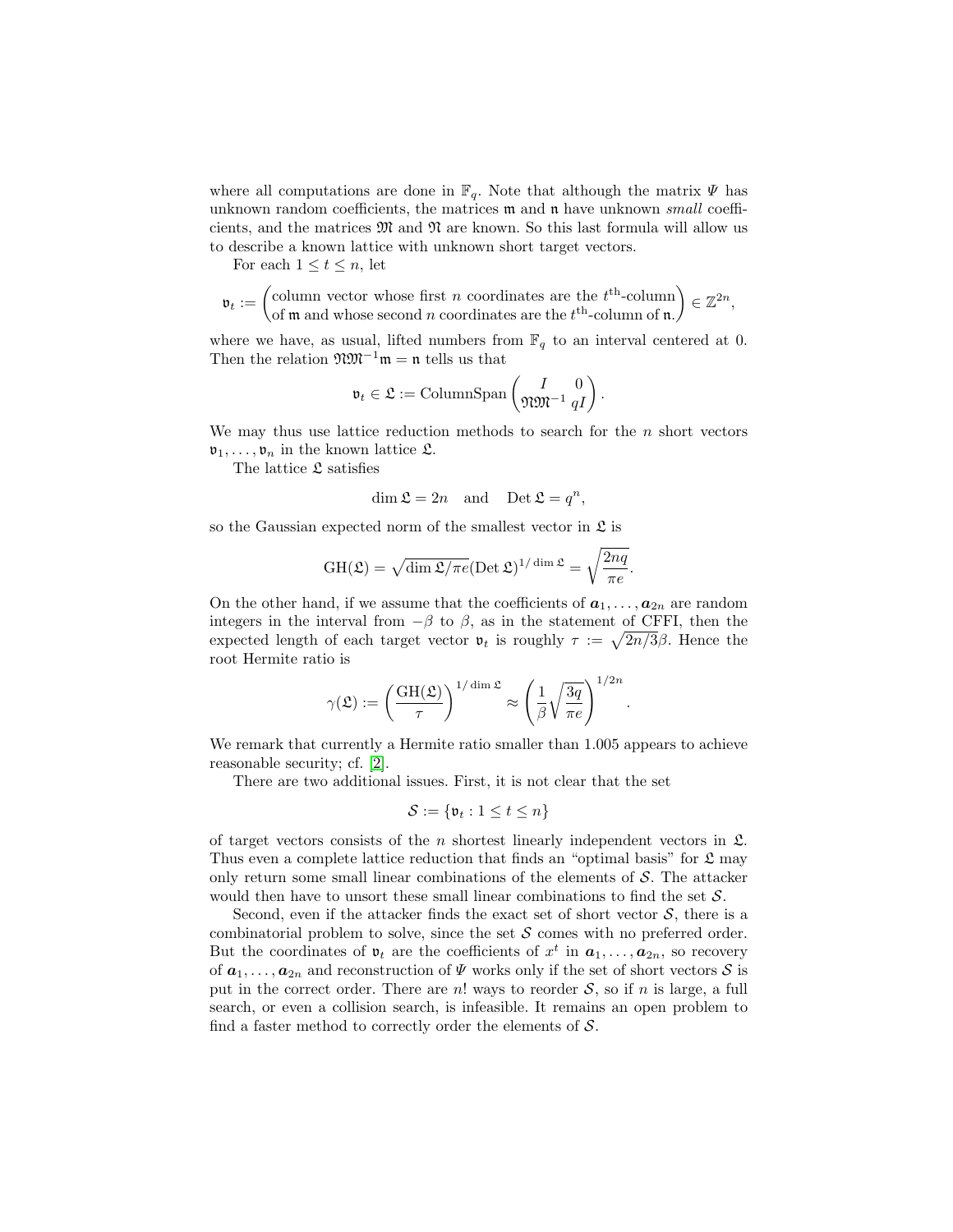where all computations are done in $\mathbb{F}_q$. Note that although the matrix $\Psi$ has unknown random coefficients, the matrices $\mathfrak{m}$ and $\mathfrak{n}$ have unknown *small* coefficients, and the matrices $\mathfrak{M}$ and $\mathfrak{N}$ are known. So this last formula will allow us to describe a known lattice with unknown short target vectors.

For each $1 \le t \le n$, let

$$\mathfrak{v}_t := \begin{pmatrix} \text{column vector whose first } n \text{ coordinates are the } t^{\text{th}}\text{-column} \\ \text{of } \mathfrak{m} \text{ and whose second } n \text{ coordinates are the } t^{\text{th}}\text{-column of } \mathfrak{n}. \end{pmatrix} \in \mathbb{Z}^{2n},$$

where we have, as usual, lifted numbers from $\mathbb{F}_q$ to an interval centered at 0. Then the relation $\mathfrak{N}\mathfrak{M}^{-1}\mathfrak{m} = \mathfrak{n}$ tells us that

$$\mathfrak{v}_t \in \mathfrak{L} := \operatorname{ColumnSpan}\begin{pmatrix} I & 0 \\ \mathfrak{N}\mathfrak{M}^{-1} & qI \end{pmatrix}.$$

We may thus use lattice reduction methods to search for the $n$ short vectors $\mathfrak{v}_1, \ldots, \mathfrak{v}_n$ in the known lattice $\mathfrak{L}$.

The lattice $\mathfrak{L}$ satisfies

$$\dim \mathfrak{L} = 2n \quad \text{and} \quad \operatorname{Det} \mathfrak{L} = q^n,$$

so the Gaussian expected norm of the smallest vector in $\mathfrak{L}$ is

$$\operatorname{GH}(\mathfrak{L}) = \sqrt{\dim \mathfrak{L}/\pi e}(\operatorname{Det} \mathfrak{L})^{1/\dim \mathfrak{L}} = \sqrt{\frac{2nq}{\pi e}}.$$

On the other hand, if we assume that the coefficients of $\boldsymbol{a}_1, \ldots, \boldsymbol{a}_{2n}$ are random integers in the interval from $-\beta$ to $\beta$, as in the statement of CFFI, then the expected length of each target vector $\mathfrak{v}_t$ is roughly $\tau := \sqrt{2n/3}\beta$. Hence the root Hermite ratio is

$$\gamma(\mathfrak{L}) := \left(\frac{\operatorname{GH}(\mathfrak{L})}{\tau}\right)^{1/\dim \mathfrak{L}} \approx \left(\frac{1}{\beta}\sqrt{\frac{3q}{\pi e}}\right)^{1/2n}.$$

We remark that currently a Hermite ratio smaller than 1.005 appears to achieve reasonable security; cf. [2].

There are two additional issues. First, it is not clear that the set

$$\mathcal{S} := \{\mathfrak{v}_t : 1 \le t \le n\}$$

of target vectors consists of the $n$ shortest linearly independent vectors in $\mathfrak{L}$. Thus even a complete lattice reduction that finds an "optimal basis" for $\mathfrak{L}$ may only return some small linear combinations of the elements of $\mathcal{S}$. The attacker would then have to unsort these small linear combinations to find the set $\mathcal{S}$.

Second, even if the attacker finds the exact set of short vector $\mathcal{S}$, there is a combinatorial problem to solve, since the set $\mathcal{S}$ comes with no preferred order. But the coordinates of $\mathfrak{v}_t$ are the coefficients of $x^t$ in $\boldsymbol{a}_1, \ldots, \boldsymbol{a}_{2n}$, so recovery of $\boldsymbol{a}_1, \ldots, \boldsymbol{a}_{2n}$ and reconstruction of $\Psi$ works only if the set of short vectors $\mathcal{S}$ is put in the correct order. There are $n!$ ways to reorder $\mathcal{S}$, so if $n$ is large, a full search, or even a collision search, is infeasible. It remains an open problem to find a faster method to correctly order the elements of $\mathcal{S}$.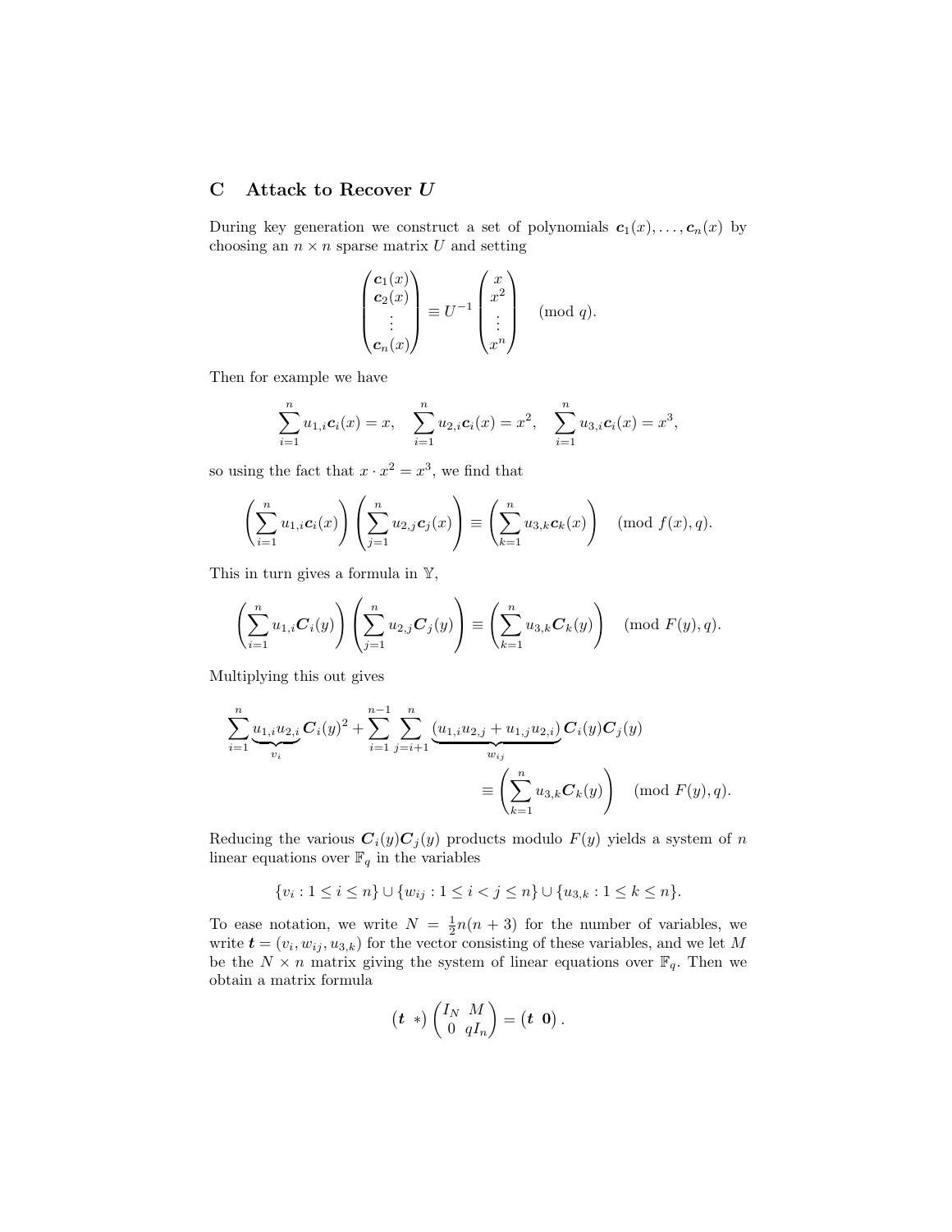## C Attack to Recover $U$

During key generation we construct a set of polynomials $\boldsymbol{c}_1(x), \ldots, \boldsymbol{c}_n(x)$ by choosing an $n \times n$ sparse matrix $U$ and setting

$$
\begin{pmatrix} \boldsymbol{c}_1(x) \\ \boldsymbol{c}_2(x) \\ \vdots \\ \boldsymbol{c}_n(x) \end{pmatrix} \equiv U^{-1} \begin{pmatrix} x \\ x^2 \\ \vdots \\ x^n \end{pmatrix} \pmod{q}.
$$

Then for example we have

$$
\sum_{i=1}^{n} u_{1,i} \boldsymbol{c}_i(x) = x, \quad \sum_{i=1}^{n} u_{2,i} \boldsymbol{c}_i(x) = x^2, \quad \sum_{i=1}^{n} u_{3,i} \boldsymbol{c}_i(x) = x^3,
$$

so using the fact that $x \cdot x^2 = x^3$, we find that

$$
\left( \sum_{i=1}^{n} u_{1,i} \boldsymbol{c}_i(x) \right) \left( \sum_{j=1}^{n} u_{2,j} \boldsymbol{c}_j(x) \right) \equiv \left( \sum_{k=1}^{n} u_{3,k} \boldsymbol{c}_k(x) \right) \pmod{f(x), q}.
$$

This in turn gives a formula in $\mathbb{Y}$,

$$
\left( \sum_{i=1}^{n} u_{1,i} \boldsymbol{C}_i(y) \right) \left( \sum_{j=1}^{n} u_{2,j} \boldsymbol{C}_j(y) \right) \equiv \left( \sum_{k=1}^{n} u_{3,k} \boldsymbol{C}_k(y) \right) \pmod{F(y), q}.
$$

Multiplying this out gives

$$
\sum_{i=1}^{n} \underbrace{u_{1,i} u_{2,i}}_{v_i} \boldsymbol{C}_i(y)^2 + \sum_{i=1}^{n-1} \sum_{j=i+1}^{n} \underbrace{(u_{1,i} u_{2,j} + u_{1,j} u_{2,i})}_{w_{ij}} \boldsymbol{C}_i(y) \boldsymbol{C}_j(y) \equiv \left( \sum_{k=1}^{n} u_{3,k} \boldsymbol{C}_k(y) \right) \pmod{F(y), q}.
$$

Reducing the various $\boldsymbol{C}_i(y)\boldsymbol{C}_j(y)$ products modulo $F(y)$ yields a system of $n$ linear equations over $\mathbb{F}_q$ in the variables

$$
\{v_i : 1 \le i \le n\} \cup \{w_{ij} : 1 \le i < j \le n\} \cup \{u_{3,k} : 1 \le k \le n\}.
$$

To ease notation, we write $N = \frac{1}{2}n(n+3)$ for the number of variables, we write $\boldsymbol{t} = (v_i, w_{ij}, u_{3,k})$ for the vector consisting of these variables, and we let $M$ be the $N \times n$ matrix giving the system of linear equations over $\mathbb{F}_q$. Then we obtain a matrix formula

$$
\begin{pmatrix} \boldsymbol{t} & * \end{pmatrix} \begin{pmatrix} I_N & M \\ 0 & qI_n \end{pmatrix} = \begin{pmatrix} \boldsymbol{t} & \boldsymbol{0} \end{pmatrix}.
$$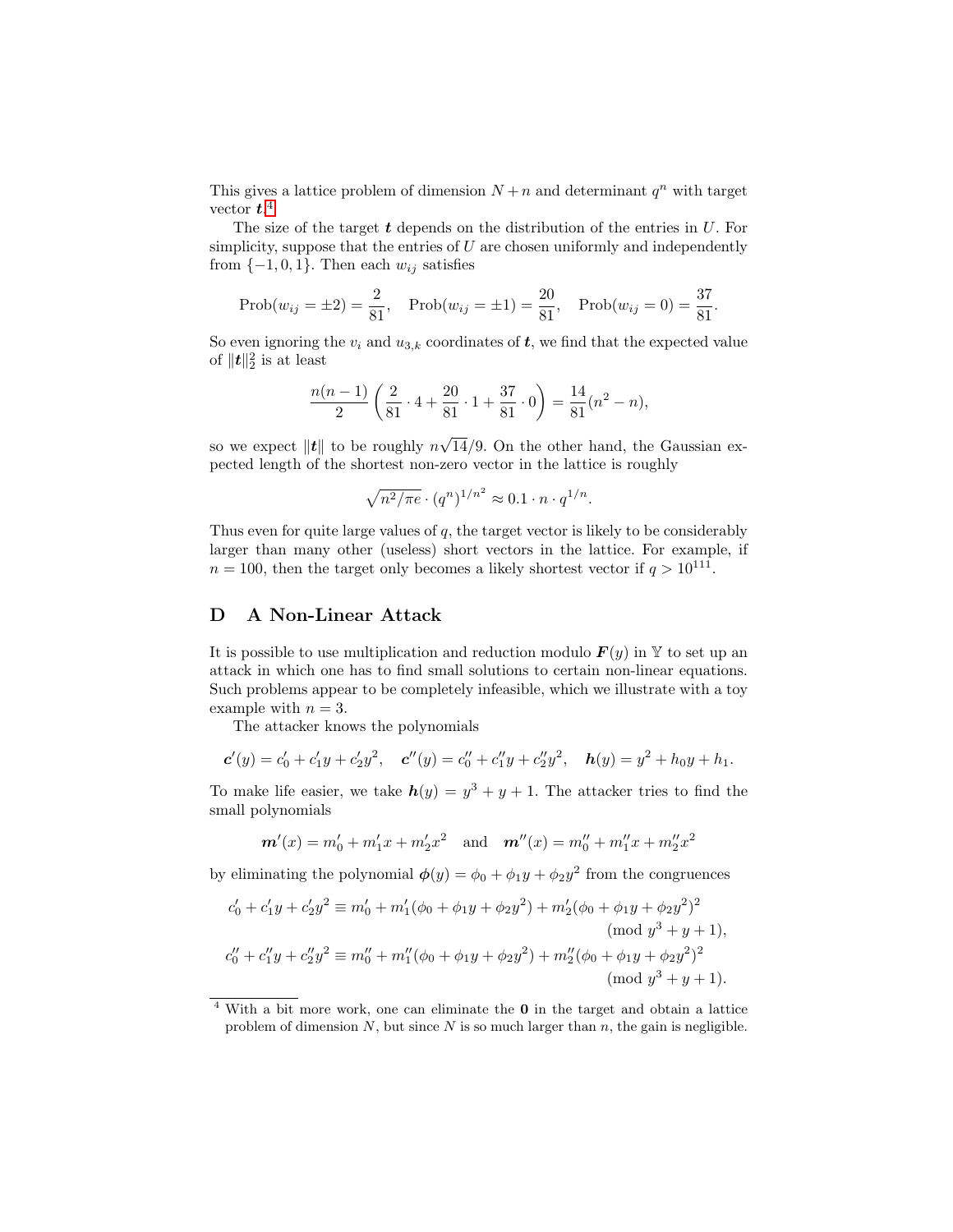This gives a lattice problem of dimension $N+n$ and determinant $q^n$ with target vector $\boldsymbol{t}$.[4]

The size of the target $\boldsymbol{t}$ depends on the distribution of the entries in $U$. For simplicity, suppose that the entries of $U$ are chosen uniformly and independently from $\{-1, 0, 1\}$. Then each $w_{ij}$ satisfies

$$\text{Prob}(w_{ij} = \pm 2) = \frac{2}{81}, \quad \text{Prob}(w_{ij} = \pm 1) = \frac{20}{81}, \quad \text{Prob}(w_{ij} = 0) = \frac{37}{81}.$$

So even ignoring the $v_i$ and $u_{3,k}$ coordinates of $\boldsymbol{t}$, we find that the expected value of $\|\boldsymbol{t}\|_2^2$ is at least

$$\frac{n(n-1)}{2}\left(\frac{2}{81}\cdot 4 + \frac{20}{81}\cdot 1 + \frac{37}{81}\cdot 0\right) = \frac{14}{81}(n^2 - n),$$

so we expect $\|\boldsymbol{t}\|$ to be roughly $n\sqrt{14}/9$. On the other hand, the Gaussian expected length of the shortest non-zero vector in the lattice is roughly

$$\sqrt{n^2/\pi e}\cdot (q^n)^{1/n^2} \approx 0.1 \cdot n \cdot q^{1/n}.$$

Thus even for quite large values of $q$, the target vector is likely to be considerably larger than many other (useless) short vectors in the lattice. For example, if $n = 100$, then the target only becomes a likely shortest vector if $q > 10^{111}$.

## D A Non-Linear Attack

It is possible to use multiplication and reduction modulo $\boldsymbol{F}(y)$ in $\mathbb{Y}$ to set up an attack in which one has to find small solutions to certain non-linear equations. Such problems appear to be completely infeasible, which we illustrate with a toy example with $n = 3$.

The attacker knows the polynomials

$$\boldsymbol{c}'(y) = c_0' + c_1' y + c_2' y^2, \quad \boldsymbol{c}''(y) = c_0'' + c_1'' y + c_2'' y^2, \quad \boldsymbol{h}(y) = y^2 + h_0 y + h_1.$$

To make life easier, we take $\boldsymbol{h}(y) = y^3 + y + 1$. The attacker tries to find the small polynomials

$$\boldsymbol{m}'(x) = m_0' + m_1' x + m_2' x^2 \quad \text{and} \quad \boldsymbol{m}''(x) = m_0'' + m_1'' x + m_2'' x^2$$

by eliminating the polynomial $\boldsymbol{\phi}(y) = \phi_0 + \phi_1 y + \phi_2 y^2$ from the congruences

$$c_0' + c_1' y + c_2' y^2 \equiv m_0' + m_1'(\phi_0 + \phi_1 y + \phi_2 y^2) + m_2'(\phi_0 + \phi_1 y + \phi_2 y^2)^2 \pmod{y^3 + y + 1},$$

$$c_0'' + c_1'' y + c_2'' y^2 \equiv m_0'' + m_1''(\phi_0 + \phi_1 y + \phi_2 y^2) + m_2''(\phi_0 + \phi_1 y + \phi_2 y^2)^2 \pmod{y^3 + y + 1}.$$

[4] With a bit more work, one can eliminate the $\mathbf{0}$ in the target and obtain a lattice problem of dimension $N$, but since $N$ is so much larger than $n$, the gain is negligible.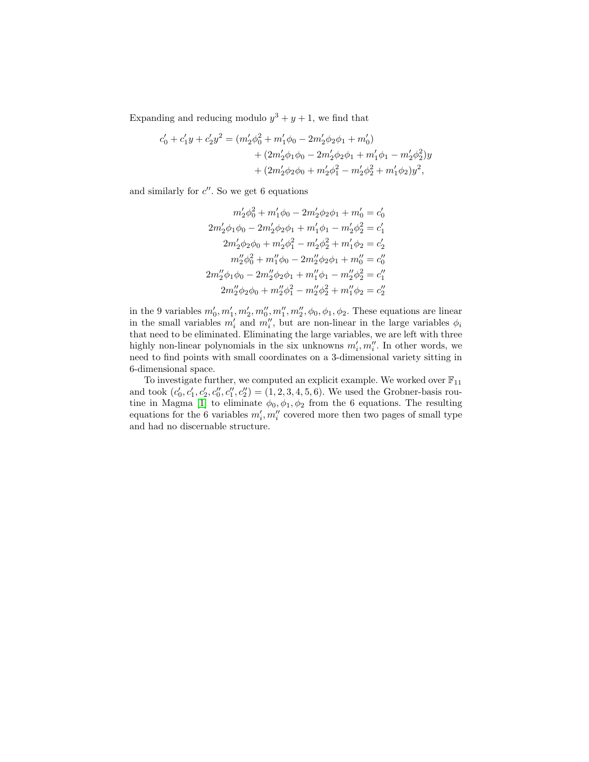Expanding and reducing modulo $y^3 + y + 1$, we find that

$$
\begin{aligned}
c'_0 + c'_1 y + c'_2 y^2 = &(m'_2\phi_0^2 + m'_1\phi_0 - 2m'_2\phi_2\phi_1 + m'_0) \\
&+ (2m'_2\phi_1\phi_0 - 2m'_2\phi_2\phi_1 + m'_1\phi_1 - m'_2\phi_2^2)y \\
&+ (2m'_2\phi_2\phi_0 + m'_2\phi_1^2 - m'_2\phi_2^2 + m'_1\phi_2)y^2,
\end{aligned}
$$

and similarly for $c''$. So we get 6 equations

$$
\begin{aligned}
m'_2\phi_0^2 + m'_1\phi_0 - 2m'_2\phi_2\phi_1 + m'_0 &= c'_0 \\
2m'_2\phi_1\phi_0 - 2m'_2\phi_2\phi_1 + m'_1\phi_1 - m'_2\phi_2^2 &= c'_1 \\
2m'_2\phi_2\phi_0 + m'_2\phi_1^2 - m'_2\phi_2^2 + m'_1\phi_2 &= c'_2 \\
m''_2\phi_0^2 + m''_1\phi_0 - 2m''_2\phi_2\phi_1 + m''_0 &= c''_0 \\
2m''_2\phi_1\phi_0 - 2m''_2\phi_2\phi_1 + m''_1\phi_1 - m''_2\phi_2^2 &= c''_1 \\
2m''_2\phi_2\phi_0 + m''_2\phi_1^2 - m''_2\phi_2^2 + m''_1\phi_2 &= c''_2
\end{aligned}
$$

in the 9 variables $m'_0, m'_1, m'_2, m''_0, m''_1, m''_2, \phi_0, \phi_1, \phi_2$. These equations are linear in the small variables $m'_i$ and $m''_i$, but are non-linear in the large variables $\phi_i$ that need to be eliminated. Eliminating the large variables, we are left with three highly non-linear polynomials in the six unknowns $m'_i, m''_i$. In other words, we need to find points with small coordinates on a 3-dimensional variety sitting in 6-dimensional space.

To investigate further, we computed an explicit example. We worked over $\mathbb{F}_{11}$ and took $(c'_0, c'_1, c'_2, c''_0, c''_1, c''_2) = (1, 2, 3, 4, 5, 6)$. We used the Grobner-basis routine in Magma [1] to eliminate $\phi_0, \phi_1, \phi_2$ from the 6 equations. The resulting equations for the 6 variables $m'_i, m''_i$ covered more then two pages of small type and had no discernable structure.